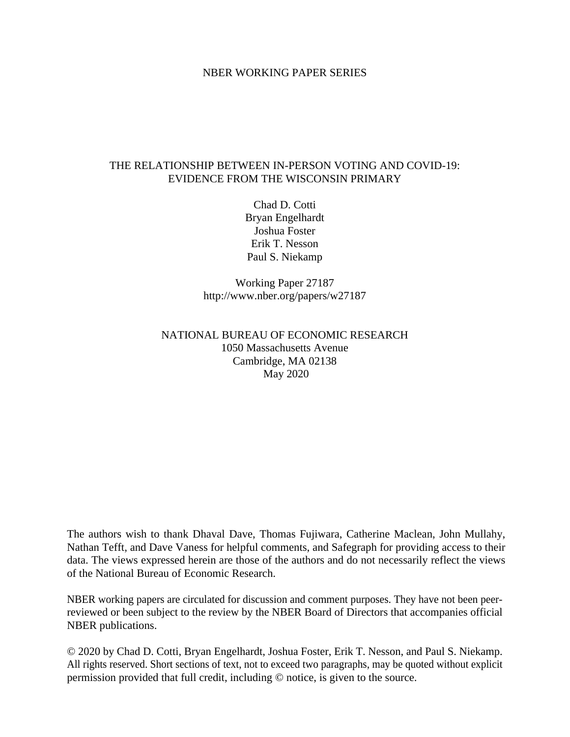NBER WORKING PAPER SERIES

# THE RELATIONSHIP BETWEEN IN-PERSON VOTING AND COVID-19: EVIDENCE FROM THE WISCONSIN PRIMARY

Chad D. Cotti
Bryan Engelhardt
Joshua Foster
Erik T. Nesson
Paul S. Niekamp

Working Paper 27187
http://www.nber.org/papers/w27187

NATIONAL BUREAU OF ECONOMIC RESEARCH
1050 Massachusetts Avenue
Cambridge, MA 02138
May 2020

The authors wish to thank Dhaval Dave, Thomas Fujiwara, Catherine Maclean, John Mullahy, Nathan Tefft, and Dave Vaness for helpful comments, and Safegraph for providing access to their data. The views expressed herein are those of the authors and do not necessarily reflect the views of the National Bureau of Economic Research.

NBER working papers are circulated for discussion and comment purposes. They have not been peer-reviewed or been subject to the review by the NBER Board of Directors that accompanies official NBER publications.

© 2020 by Chad D. Cotti, Bryan Engelhardt, Joshua Foster, Erik T. Nesson, and Paul S. Niekamp. All rights reserved. Short sections of text, not to exceed two paragraphs, may be quoted without explicit permission provided that full credit, including © notice, is given to the source.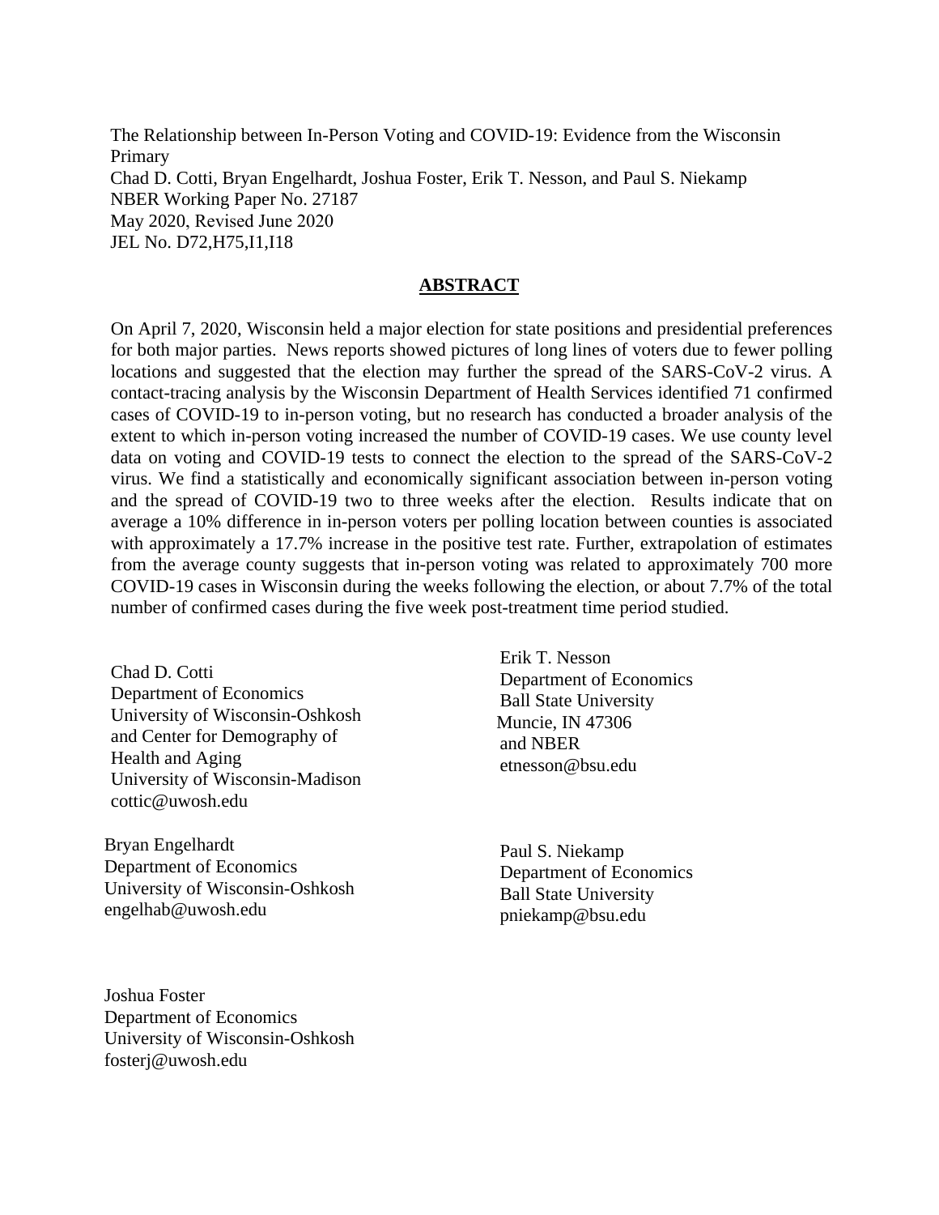The Relationship between In-Person Voting and COVID-19: Evidence from the Wisconsin Primary
Chad D. Cotti, Bryan Engelhardt, Joshua Foster, Erik T. Nesson, and Paul S. Niekamp
NBER Working Paper No. 27187
May 2020, Revised June 2020
JEL No. D72,H75,I1,I18

## ABSTRACT

On April 7, 2020, Wisconsin held a major election for state positions and presidential preferences for both major parties. News reports showed pictures of long lines of voters due to fewer polling locations and suggested that the election may further the spread of the SARS-CoV-2 virus. A contact-tracing analysis by the Wisconsin Department of Health Services identified 71 confirmed cases of COVID-19 to in-person voting, but no research has conducted a broader analysis of the extent to which in-person voting increased the number of COVID-19 cases. We use county level data on voting and COVID-19 tests to connect the election to the spread of the SARS-CoV-2 virus. We find a statistically and economically significant association between in-person voting and the spread of COVID-19 two to three weeks after the election. Results indicate that on average a 10% difference in in-person voters per polling location between counties is associated with approximately a 17.7% increase in the positive test rate. Further, extrapolation of estimates from the average county suggests that in-person voting was related to approximately 700 more COVID-19 cases in Wisconsin during the weeks following the election, or about 7.7% of the total number of confirmed cases during the five week post-treatment time period studied.

Chad D. Cotti
Department of Economics
University of Wisconsin-Oshkosh
and Center for Demography of
Health and Aging
University of Wisconsin-Madison
cottic@uwosh.edu

Bryan Engelhardt
Department of Economics
University of Wisconsin-Oshkosh
engelhab@uwosh.edu

Joshua Foster
Department of Economics
University of Wisconsin-Oshkosh
fosterj@uwosh.edu

Erik T. Nesson
Department of Economics
Ball State University
Muncie, IN 47306
and NBER
etnesson@bsu.edu

Paul S. Niekamp
Department of Economics
Ball State University
pniekamp@bsu.edu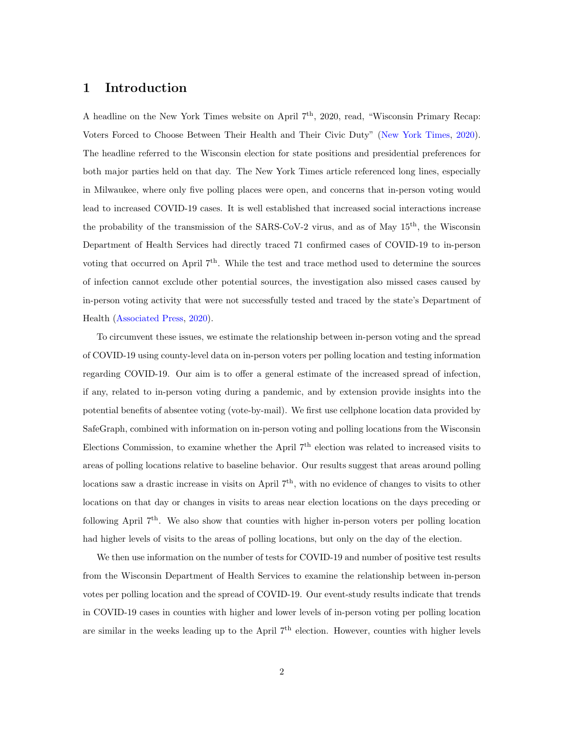# 1 Introduction

A headline on the New York Times website on April 7th, 2020, read, "Wisconsin Primary Recap: Voters Forced to Choose Between Their Health and Their Civic Duty" (New York Times, 2020). The headline referred to the Wisconsin election for state positions and presidential preferences for both major parties held on that day. The New York Times article referenced long lines, especially in Milwaukee, where only five polling places were open, and concerns that in-person voting would lead to increased COVID-19 cases. It is well established that increased social interactions increase the probability of the transmission of the SARS-CoV-2 virus, and as of May 15th, the Wisconsin Department of Health Services had directly traced 71 confirmed cases of COVID-19 to in-person voting that occurred on April 7th. While the test and trace method used to determine the sources of infection cannot exclude other potential sources, the investigation also missed cases caused by in-person voting activity that were not successfully tested and traced by the state's Department of Health (Associated Press, 2020).

To circumvent these issues, we estimate the relationship between in-person voting and the spread of COVID-19 using county-level data on in-person voters per polling location and testing information regarding COVID-19. Our aim is to offer a general estimate of the increased spread of infection, if any, related to in-person voting during a pandemic, and by extension provide insights into the potential benefits of absentee voting (vote-by-mail). We first use cellphone location data provided by SafeGraph, combined with information on in-person voting and polling locations from the Wisconsin Elections Commission, to examine whether the April 7th election was related to increased visits to areas of polling locations relative to baseline behavior. Our results suggest that areas around polling locations saw a drastic increase in visits on April 7th, with no evidence of changes to visits to other locations on that day or changes in visits to areas near election locations on the days preceding or following April 7th. We also show that counties with higher in-person voters per polling location had higher levels of visits to the areas of polling locations, but only on the day of the election.

We then use information on the number of tests for COVID-19 and number of positive test results from the Wisconsin Department of Health Services to examine the relationship between in-person votes per polling location and the spread of COVID-19. Our event-study results indicate that trends in COVID-19 cases in counties with higher and lower levels of in-person voting per polling location are similar in the weeks leading up to the April 7th election. However, counties with higher levels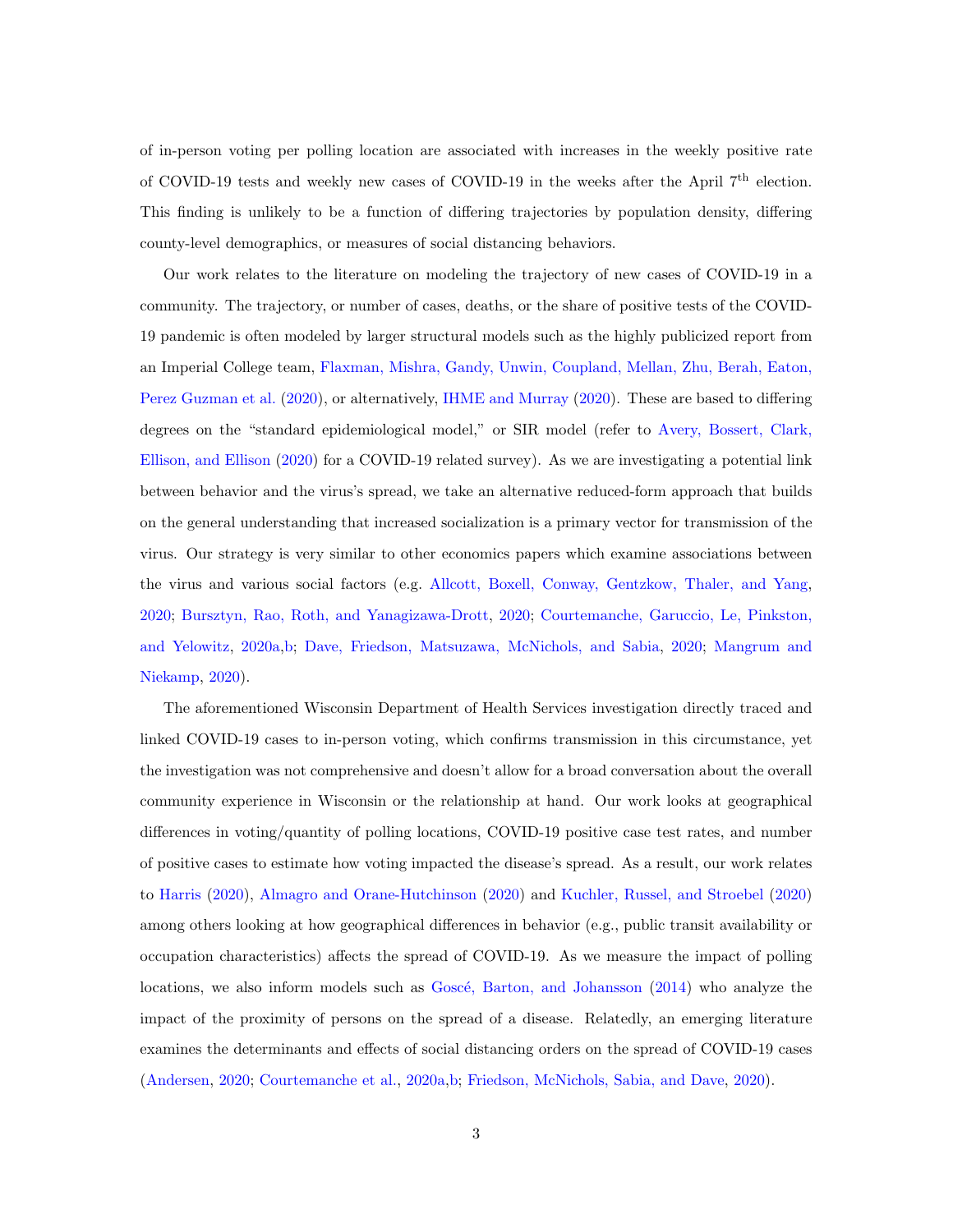of in-person voting per polling location are associated with increases in the weekly positive rate of COVID-19 tests and weekly new cases of COVID-19 in the weeks after the April 7$^{\text{th}}$ election. This finding is unlikely to be a function of differing trajectories by population density, differing county-level demographics, or measures of social distancing behaviors.

Our work relates to the literature on modeling the trajectory of new cases of COVID-19 in a community. The trajectory, or number of cases, deaths, or the share of positive tests of the COVID-19 pandemic is often modeled by larger structural models such as the highly publicized report from an Imperial College team, Flaxman, Mishra, Gandy, Unwin, Coupland, Mellan, Zhu, Berah, Eaton, Perez Guzman et al. (2020), or alternatively, IHME and Murray (2020). These are based to differing degrees on the "standard epidemiological model," or SIR model (refer to Avery, Bossert, Clark, Ellison, and Ellison (2020) for a COVID-19 related survey). As we are investigating a potential link between behavior and the virus's spread, we take an alternative reduced-form approach that builds on the general understanding that increased socialization is a primary vector for transmission of the virus. Our strategy is very similar to other economics papers which examine associations between the virus and various social factors (e.g. Allcott, Boxell, Conway, Gentzkow, Thaler, and Yang, 2020; Bursztyn, Rao, Roth, and Yanagizawa-Drott, 2020; Courtemanche, Garuccio, Le, Pinkston, and Yelowitz, 2020a,b; Dave, Friedson, Matsuzawa, McNichols, and Sabia, 2020; Mangrum and Niekamp, 2020).

The aforementioned Wisconsin Department of Health Services investigation directly traced and linked COVID-19 cases to in-person voting, which confirms transmission in this circumstance, yet the investigation was not comprehensive and doesn't allow for a broad conversation about the overall community experience in Wisconsin or the relationship at hand. Our work looks at geographical differences in voting/quantity of polling locations, COVID-19 positive case test rates, and number of positive cases to estimate how voting impacted the disease's spread. As a result, our work relates to Harris (2020), Almagro and Orane-Hutchinson (2020) and Kuchler, Russel, and Stroebel (2020) among others looking at how geographical differences in behavior (e.g., public transit availability or occupation characteristics) affects the spread of COVID-19. As we measure the impact of polling locations, we also inform models such as Goscé, Barton, and Johansson (2014) who analyze the impact of the proximity of persons on the spread of a disease. Relatedly, an emerging literature examines the determinants and effects of social distancing orders on the spread of COVID-19 cases (Andersen, 2020; Courtemanche et al., 2020a,b; Friedson, McNichols, Sabia, and Dave, 2020).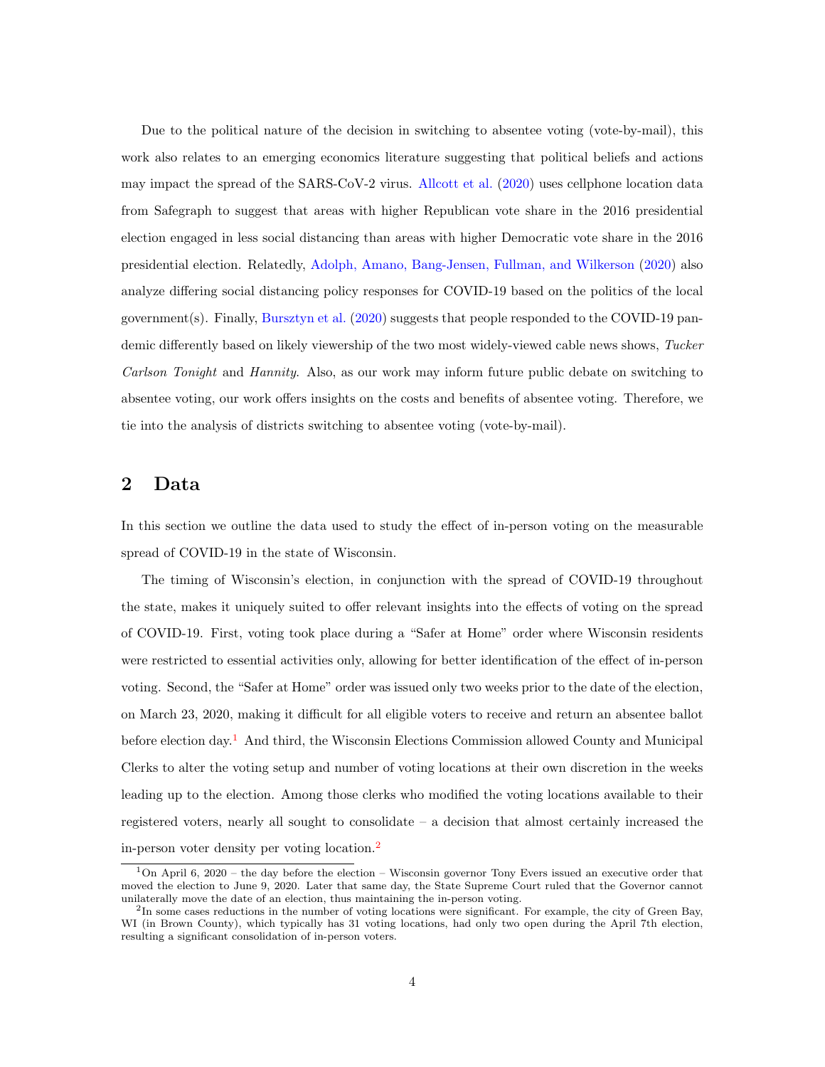Due to the political nature of the decision in switching to absentee voting (vote-by-mail), this work also relates to an emerging economics literature suggesting that political beliefs and actions may impact the spread of the SARS-CoV-2 virus. Allcott et al. (2020) uses cellphone location data from Safegraph to suggest that areas with higher Republican vote share in the 2016 presidential election engaged in less social distancing than areas with higher Democratic vote share in the 2016 presidential election. Relatedly, Adolph, Amano, Bang-Jensen, Fullman, and Wilkerson (2020) also analyze differing social distancing policy responses for COVID-19 based on the politics of the local government(s). Finally, Bursztyn et al. (2020) suggests that people responded to the COVID-19 pandemic differently based on likely viewership of the two most widely-viewed cable news shows, *Tucker Carlson Tonight* and *Hannity*. Also, as our work may inform future public debate on switching to absentee voting, our work offers insights on the costs and benefits of absentee voting. Therefore, we tie into the analysis of districts switching to absentee voting (vote-by-mail).

## 2 Data

In this section we outline the data used to study the effect of in-person voting on the measurable spread of COVID-19 in the state of Wisconsin.

The timing of Wisconsin's election, in conjunction with the spread of COVID-19 throughout the state, makes it uniquely suited to offer relevant insights into the effects of voting on the spread of COVID-19. First, voting took place during a "Safer at Home" order where Wisconsin residents were restricted to essential activities only, allowing for better identification of the effect of in-person voting. Second, the "Safer at Home" order was issued only two weeks prior to the date of the election, on March 23, 2020, making it difficult for all eligible voters to receive and return an absentee ballot before election day.[1] And third, the Wisconsin Elections Commission allowed County and Municipal Clerks to alter the voting setup and number of voting locations at their own discretion in the weeks leading up to the election. Among those clerks who modified the voting locations available to their registered voters, nearly all sought to consolidate – a decision that almost certainly increased the in-person voter density per voting location.[2]

[1] On April 6, 2020 – the day before the election – Wisconsin governor Tony Evers issued an executive order that moved the election to June 9, 2020. Later that same day, the State Supreme Court ruled that the Governor cannot unilaterally move the date of an election, thus maintaining the in-person voting.

[2] In some cases reductions in the number of voting locations were significant. For example, the city of Green Bay, WI (in Brown County), which typically has 31 voting locations, had only two open during the April 7th election, resulting a significant consolidation of in-person voters.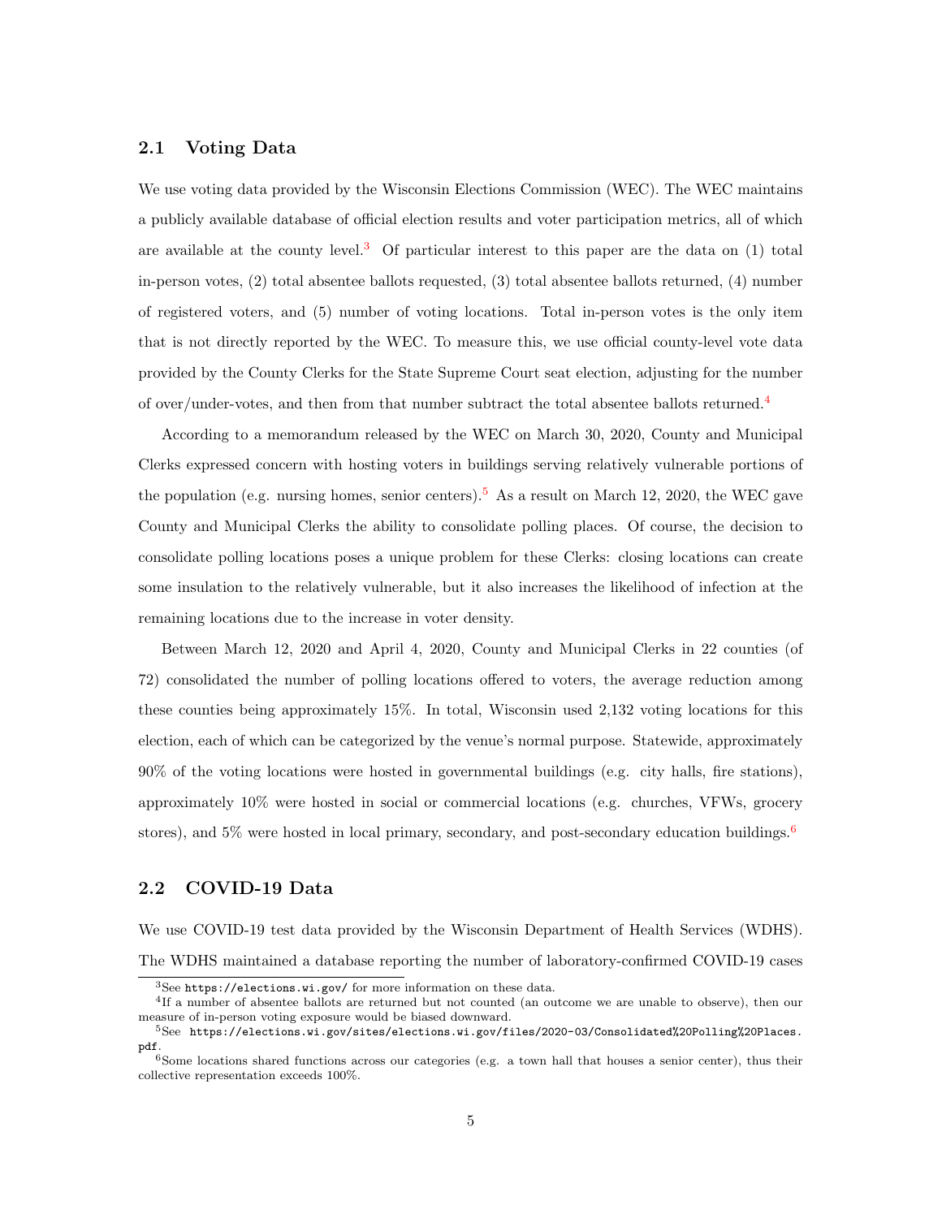## 2.1 Voting Data

We use voting data provided by the Wisconsin Elections Commission (WEC). The WEC maintains a publicly available database of official election results and voter participation metrics, all of which are available at the county level.[3] Of particular interest to this paper are the data on (1) total in-person votes, (2) total absentee ballots requested, (3) total absentee ballots returned, (4) number of registered voters, and (5) number of voting locations. Total in-person votes is the only item that is not directly reported by the WEC. To measure this, we use official county-level vote data provided by the County Clerks for the State Supreme Court seat election, adjusting for the number of over/under-votes, and then from that number subtract the total absentee ballots returned.[4]

According to a memorandum released by the WEC on March 30, 2020, County and Municipal Clerks expressed concern with hosting voters in buildings serving relatively vulnerable portions of the population (e.g. nursing homes, senior centers).[5] As a result on March 12, 2020, the WEC gave County and Municipal Clerks the ability to consolidate polling places. Of course, the decision to consolidate polling locations poses a unique problem for these Clerks: closing locations can create some insulation to the relatively vulnerable, but it also increases the likelihood of infection at the remaining locations due to the increase in voter density.

Between March 12, 2020 and April 4, 2020, County and Municipal Clerks in 22 counties (of 72) consolidated the number of polling locations offered to voters, the average reduction among these counties being approximately 15%. In total, Wisconsin used 2,132 voting locations for this election, each of which can be categorized by the venue's normal purpose. Statewide, approximately 90% of the voting locations were hosted in governmental buildings (e.g. city halls, fire stations), approximately 10% were hosted in social or commercial locations (e.g. churches, VFWs, grocery stores), and 5% were hosted in local primary, secondary, and post-secondary education buildings.[6]

## 2.2 COVID-19 Data

We use COVID-19 test data provided by the Wisconsin Department of Health Services (WDHS). The WDHS maintained a database reporting the number of laboratory-confirmed COVID-19 cases

[3] See https://elections.wi.gov/ for more information on these data.

[4] If a number of absentee ballots are returned but not counted (an outcome we are unable to observe), then our measure of in-person voting exposure would be biased downward.

[5] See https://elections.wi.gov/sites/elections.wi.gov/files/2020-03/Consolidated%20Polling%20Places.pdf.

[6] Some locations shared functions across our categories (e.g. a town hall that houses a senior center), thus their collective representation exceeds 100%.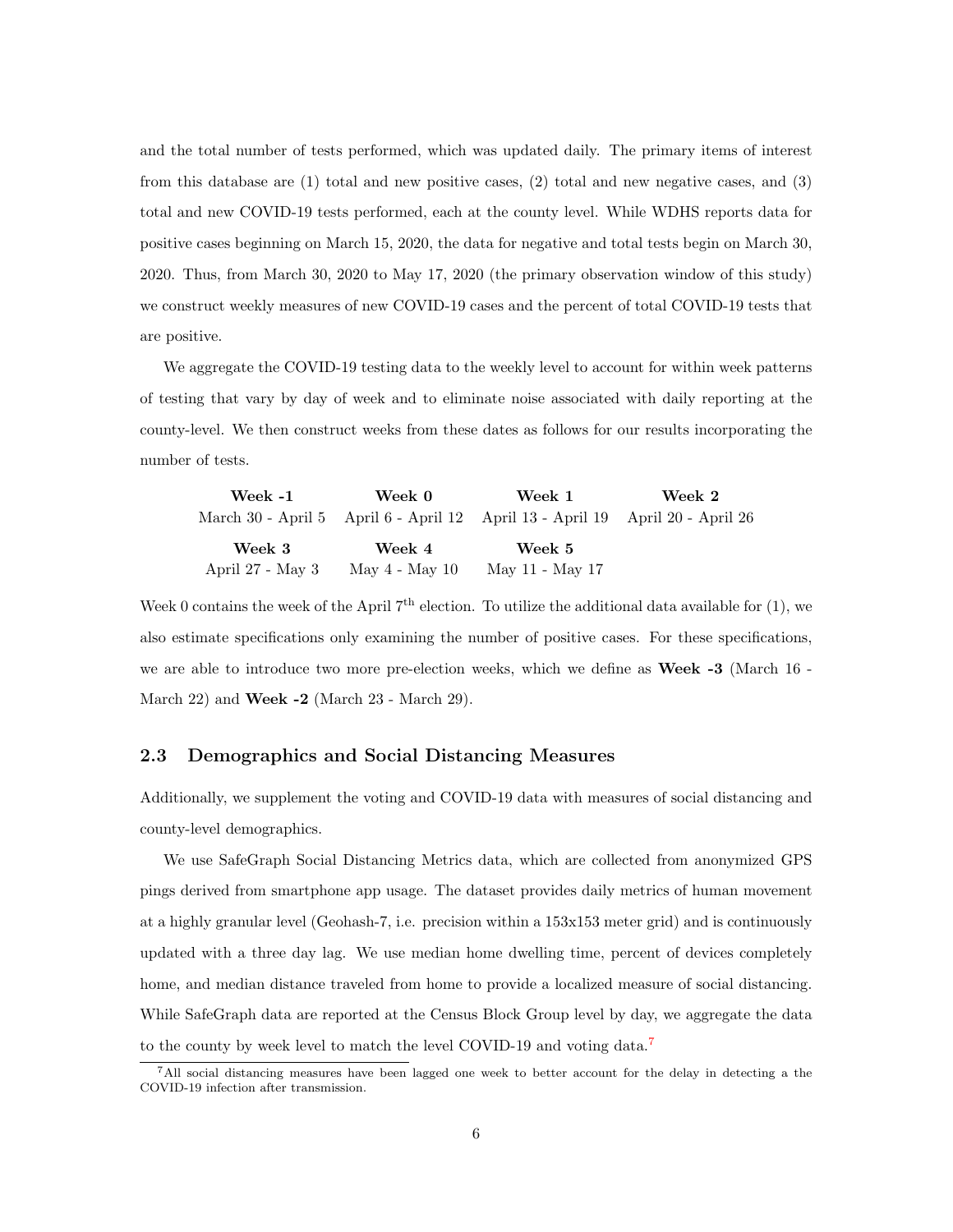and the total number of tests performed, which was updated daily. The primary items of interest from this database are (1) total and new positive cases, (2) total and new negative cases, and (3) total and new COVID-19 tests performed, each at the county level. While WDHS reports data for positive cases beginning on March 15, 2020, the data for negative and total tests begin on March 30, 2020. Thus, from March 30, 2020 to May 17, 2020 (the primary observation window of this study) we construct weekly measures of new COVID-19 cases and the percent of total COVID-19 tests that are positive.

We aggregate the COVID-19 testing data to the weekly level to account for within week patterns of testing that vary by day of week and to eliminate noise associated with daily reporting at the county-level. We then construct weeks from these dates as follows for our results incorporating the number of tests.

| **Week -1** | **Week 0** | **Week 1** | **Week 2** |
|---|---|---|---|
| March 30 - April 5 | April 6 - April 12 | April 13 - April 19 | April 20 - April 26 |
| **Week 3** | **Week 4** | **Week 5** | |
| April 27 - May 3 | May 4 - May 10 | May 11 - May 17 | |

Week 0 contains the week of the April $7^{\text{th}}$ election. To utilize the additional data available for (1), we also estimate specifications only examining the number of positive cases. For these specifications, we are able to introduce two more pre-election weeks, which we define as **Week -3** (March 16 - March 22) and **Week -2** (March 23 - March 29).

### 2.3 Demographics and Social Distancing Measures

Additionally, we supplement the voting and COVID-19 data with measures of social distancing and county-level demographics.

We use SafeGraph Social Distancing Metrics data, which are collected from anonymized GPS pings derived from smartphone app usage. The dataset provides daily metrics of human movement at a highly granular level (Geohash-7, i.e. precision within a 153x153 meter grid) and is continuously updated with a three day lag. We use median home dwelling time, percent of devices completely home, and median distance traveled from home to provide a localized measure of social distancing. While SafeGraph data are reported at the Census Block Group level by day, we aggregate the data to the county by week level to match the level COVID-19 and voting data.[7]

[7] All social distancing measures have been lagged one week to better account for the delay in detecting a the COVID-19 infection after transmission.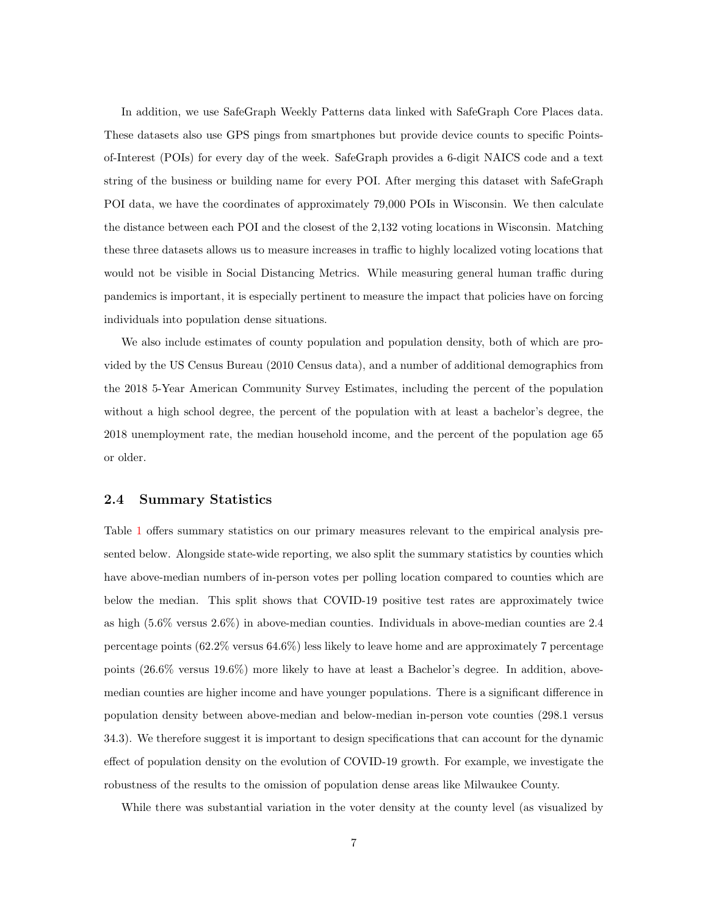In addition, we use SafeGraph Weekly Patterns data linked with SafeGraph Core Places data. These datasets also use GPS pings from smartphones but provide device counts to specific Points-of-Interest (POIs) for every day of the week. SafeGraph provides a 6-digit NAICS code and a text string of the business or building name for every POI. After merging this dataset with SafeGraph POI data, we have the coordinates of approximately 79,000 POIs in Wisconsin. We then calculate the distance between each POI and the closest of the 2,132 voting locations in Wisconsin. Matching these three datasets allows us to measure increases in traffic to highly localized voting locations that would not be visible in Social Distancing Metrics. While measuring general human traffic during pandemics is important, it is especially pertinent to measure the impact that policies have on forcing individuals into population dense situations.

We also include estimates of county population and population density, both of which are provided by the US Census Bureau (2010 Census data), and a number of additional demographics from the 2018 5-Year American Community Survey Estimates, including the percent of the population without a high school degree, the percent of the population with at least a bachelor's degree, the 2018 unemployment rate, the median household income, and the percent of the population age 65 or older.

### 2.4 Summary Statistics

Table 1 offers summary statistics on our primary measures relevant to the empirical analysis presented below. Alongside state-wide reporting, we also split the summary statistics by counties which have above-median numbers of in-person votes per polling location compared to counties which are below the median. This split shows that COVID-19 positive test rates are approximately twice as high (5.6% versus 2.6%) in above-median counties. Individuals in above-median counties are 2.4 percentage points (62.2% versus 64.6%) less likely to leave home and are approximately 7 percentage points (26.6% versus 19.6%) more likely to have at least a Bachelor's degree. In addition, above-median counties are higher income and have younger populations. There is a significant difference in population density between above-median and below-median in-person vote counties (298.1 versus 34.3). We therefore suggest it is important to design specifications that can account for the dynamic effect of population density on the evolution of COVID-19 growth. For example, we investigate the robustness of the results to the omission of population dense areas like Milwaukee County.

While there was substantial variation in the voter density at the county level (as visualized by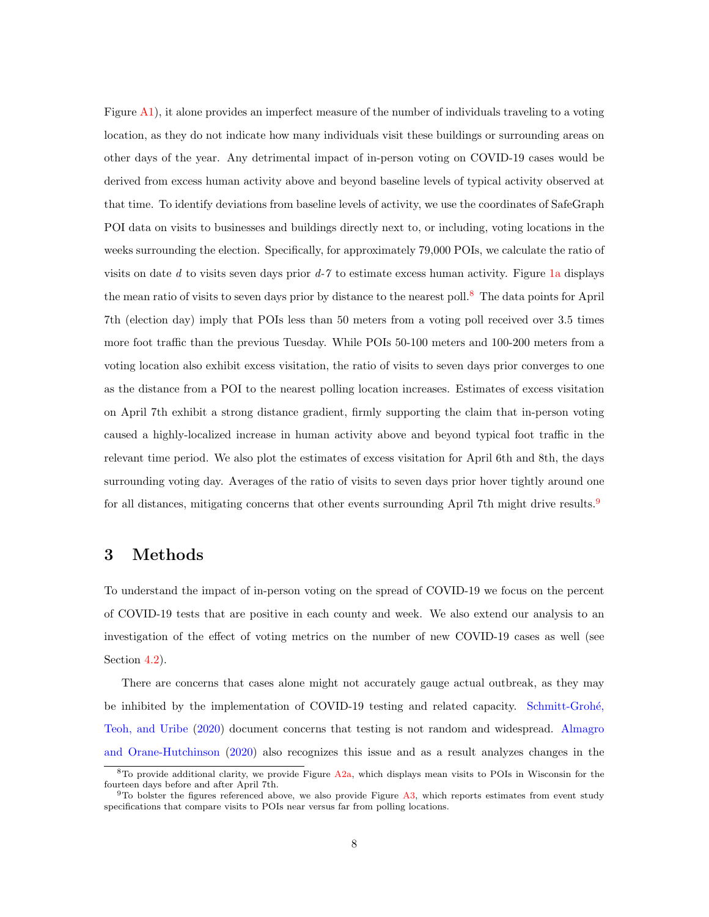Figure A1), it alone provides an imperfect measure of the number of individuals traveling to a voting location, as they do not indicate how many individuals visit these buildings or surrounding areas on other days of the year. Any detrimental impact of in-person voting on COVID-19 cases would be derived from excess human activity above and beyond baseline levels of typical activity observed at that time. To identify deviations from baseline levels of activity, we use the coordinates of SafeGraph POI data on visits to businesses and buildings directly next to, or including, voting locations in the weeks surrounding the election. Specifically, for approximately 79,000 POIs, we calculate the ratio of visits on date $d$ to visits seven days prior $d$-$7$ to estimate excess human activity. Figure 1a displays the mean ratio of visits to seven days prior by distance to the nearest poll.[8] The data points for April 7th (election day) imply that POIs less than 50 meters from a voting poll received over 3.5 times more foot traffic than the previous Tuesday. While POIs 50-100 meters and 100-200 meters from a voting location also exhibit excess visitation, the ratio of visits to seven days prior converges to one as the distance from a POI to the nearest polling location increases. Estimates of excess visitation on April 7th exhibit a strong distance gradient, firmly supporting the claim that in-person voting caused a highly-localized increase in human activity above and beyond typical foot traffic in the relevant time period. We also plot the estimates of excess visitation for April 6th and 8th, the days surrounding voting day. Averages of the ratio of visits to seven days prior hover tightly around one for all distances, mitigating concerns that other events surrounding April 7th might drive results.[9]

## 3 Methods

To understand the impact of in-person voting on the spread of COVID-19 we focus on the percent of COVID-19 tests that are positive in each county and week. We also extend our analysis to an investigation of the effect of voting metrics on the number of new COVID-19 cases as well (see Section 4.2).

There are concerns that cases alone might not accurately gauge actual outbreak, as they may be inhibited by the implementation of COVID-19 testing and related capacity. Schmitt-Grohé, Teoh, and Uribe (2020) document concerns that testing is not random and widespread. Almagro and Orane-Hutchinson (2020) also recognizes this issue and as a result analyzes changes in the

[8] To provide additional clarity, we provide Figure A2a, which displays mean visits to POIs in Wisconsin for the fourteen days before and after April 7th.

[9] To bolster the figures referenced above, we also provide Figure A3, which reports estimates from event study specifications that compare visits to POIs near versus far from polling locations.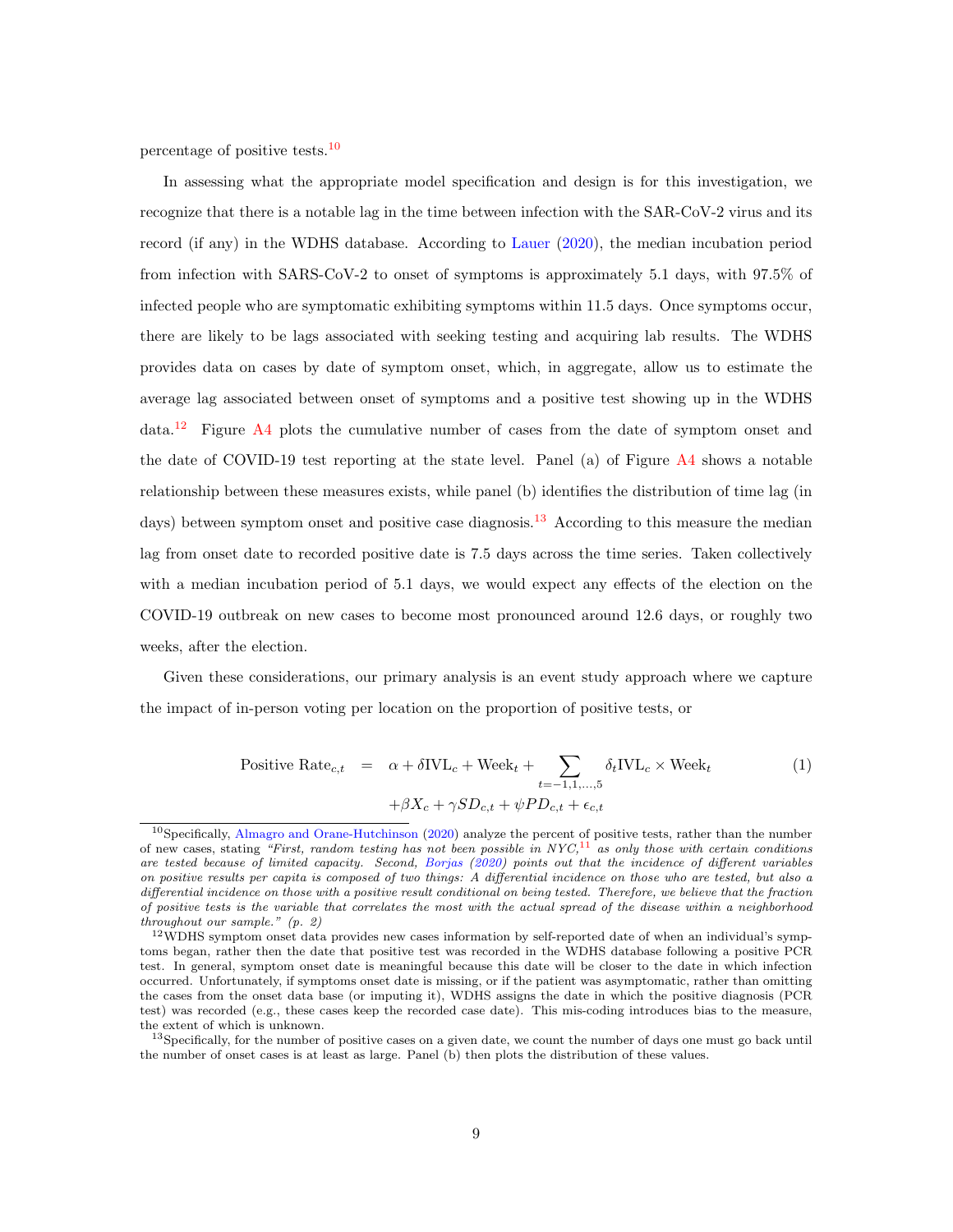percentage of positive tests.[10]

In assessing what the appropriate model specification and design is for this investigation, we recognize that there is a notable lag in the time between infection with the SAR-CoV-2 virus and its record (if any) in the WDHS database. According to Lauer (2020), the median incubation period from infection with SARS-CoV-2 to onset of symptoms is approximately 5.1 days, with 97.5% of infected people who are symptomatic exhibiting symptoms within 11.5 days. Once symptoms occur, there are likely to be lags associated with seeking testing and acquiring lab results. The WDHS provides data on cases by date of symptom onset, which, in aggregate, allow us to estimate the average lag associated between onset of symptoms and a positive test showing up in the WDHS data.[12] Figure A4 plots the cumulative number of cases from the date of symptom onset and the date of COVID-19 test reporting at the state level. Panel (a) of Figure A4 shows a notable relationship between these measures exists, while panel (b) identifies the distribution of time lag (in days) between symptom onset and positive case diagnosis.[13] According to this measure the median lag from onset date to recorded positive date is 7.5 days across the time series. Taken collectively with a median incubation period of 5.1 days, we would expect any effects of the election on the COVID-19 outbreak on new cases to become most pronounced around 12.6 days, or roughly two weeks, after the election.

Given these considerations, our primary analysis is an event study approach where we capture the impact of in-person voting per location on the proportion of positive tests, or

$$
\begin{aligned}
\text{Positive Rate}_{c,t} \quad = \quad & \alpha + \delta \text{IVL}_c + \text{Week}_t + \sum_{t=-1,1,\ldots,5} \delta_t \text{IVL}_c \times \text{Week}_t \qquad (1) \\
& + \beta X_c + \gamma SD_{c,t} + \psi PD_{c,t} + \epsilon_{c,t}
\end{aligned}
$$

---

[10] Specifically, Almagro and Orane-Hutchinson (2020) analyze the percent of positive tests, rather than the number of new cases, stating *"First, random testing has not been possible in NYC,*[11] *as only those with certain conditions are tested because of limited capacity. Second, Borjas (2020) points out that the incidence of different variables on positive results per capita is composed of two things: A differential incidence on those who are tested, but also a differential incidence on those with a positive result conditional on being tested. Therefore, we believe that the fraction of positive tests is the variable that correlates the most with the actual spread of the disease within a neighborhood throughout our sample." (p. 2)*

[12] WDHS symptom onset data provides new cases information by self-reported date of when an individual's symptoms began, rather then the date that positive test was recorded in the WDHS database following a positive PCR test. In general, symptom onset date is meaningful because this date will be closer to the date in which infection occurred. Unfortunately, if symptoms onset date is missing, or if the patient was asymptomatic, rather than omitting the cases from the onset data base (or imputing it), WDHS assigns the date in which the positive diagnosis (PCR test) was recorded (e.g., these cases keep the recorded case date). This mis-coding introduces bias to the measure, the extent of which is unknown.

[13] Specifically, for the number of positive cases on a given date, we count the number of days one must go back until the number of onset cases is at least as large. Panel (b) then plots the distribution of these values.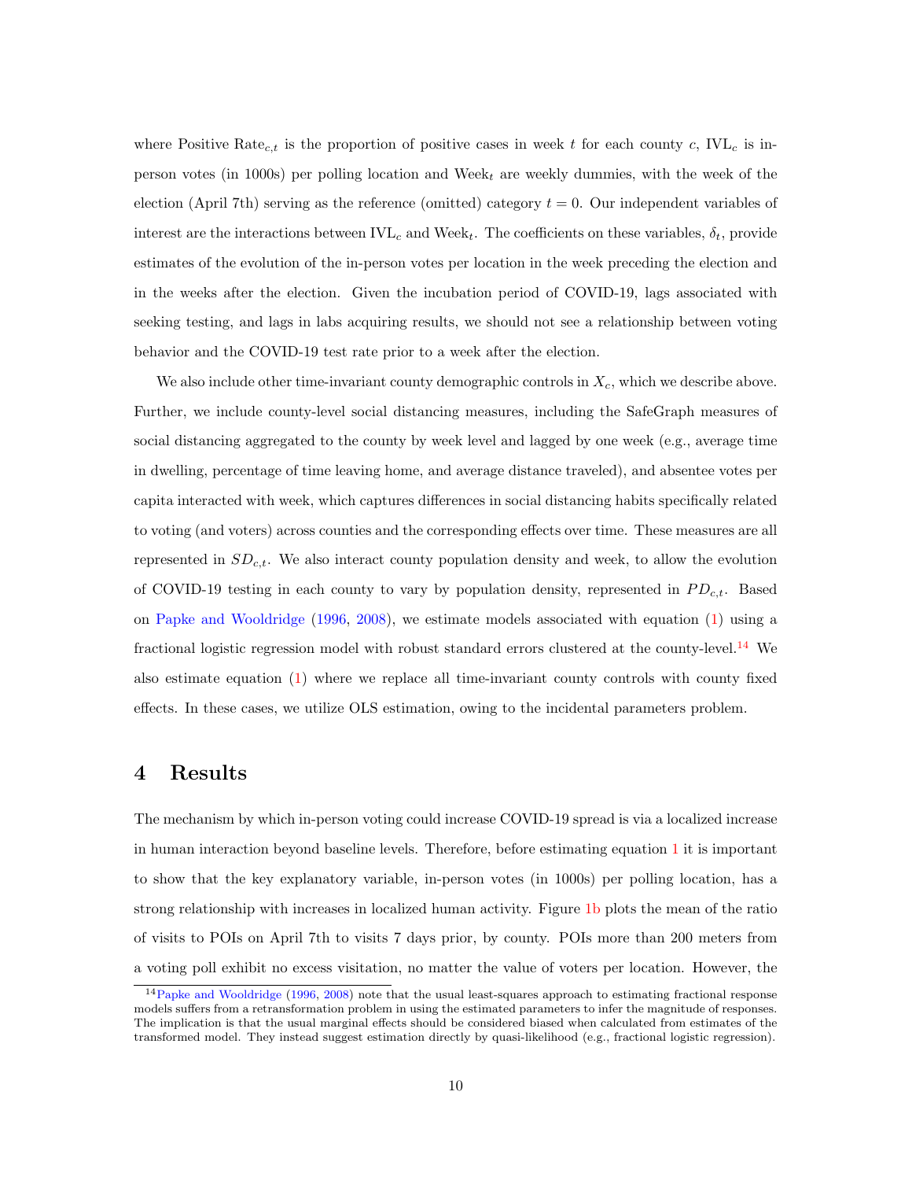where Positive $\text{Rate}_{c,t}$ is the proportion of positive cases in week $t$ for each county $c$, $\text{IVL}_c$ is in-person votes (in 1000s) per polling location and $\text{Week}_t$ are weekly dummies, with the week of the election (April 7th) serving as the reference (omitted) category $t = 0$. Our independent variables of interest are the interactions between $\text{IVL}_c$ and $\text{Week}_t$. The coefficients on these variables, $\delta_t$, provide estimates of the evolution of the in-person votes per location in the week preceding the election and in the weeks after the election. Given the incubation period of COVID-19, lags associated with seeking testing, and lags in labs acquiring results, we should not see a relationship between voting behavior and the COVID-19 test rate prior to a week after the election.

We also include other time-invariant county demographic controls in $X_c$, which we describe above. Further, we include county-level social distancing measures, including the SafeGraph measures of social distancing aggregated to the county by week level and lagged by one week (e.g., average time in dwelling, percentage of time leaving home, and average distance traveled), and absentee votes per capita interacted with week, which captures differences in social distancing habits specifically related to voting (and voters) across counties and the corresponding effects over time. These measures are all represented in $SD_{c,t}$. We also interact county population density and week, to allow the evolution of COVID-19 testing in each county to vary by population density, represented in $PD_{c,t}$. Based on Papke and Wooldridge (1996, 2008), we estimate models associated with equation (1) using a fractional logistic regression model with robust standard errors clustered at the county-level.[14] We also estimate equation (1) where we replace all time-invariant county controls with county fixed effects. In these cases, we utilize OLS estimation, owing to the incidental parameters problem.

# 4 Results

The mechanism by which in-person voting could increase COVID-19 spread is via a localized increase in human interaction beyond baseline levels. Therefore, before estimating equation 1 it is important to show that the key explanatory variable, in-person votes (in 1000s) per polling location, has a strong relationship with increases in localized human activity. Figure 1b plots the mean of the ratio of visits to POIs on April 7th to visits 7 days prior, by county. POIs more than 200 meters from a voting poll exhibit no excess visitation, no matter the value of voters per location. However, the

[14] Papke and Wooldridge (1996, 2008) note that the usual least-squares approach to estimating fractional response models suffers from a retransformation problem in using the estimated parameters to infer the magnitude of responses. The implication is that the usual marginal effects should be considered biased when calculated from estimates of the transformed model. They instead suggest estimation directly by quasi-likelihood (e.g., fractional logistic regression).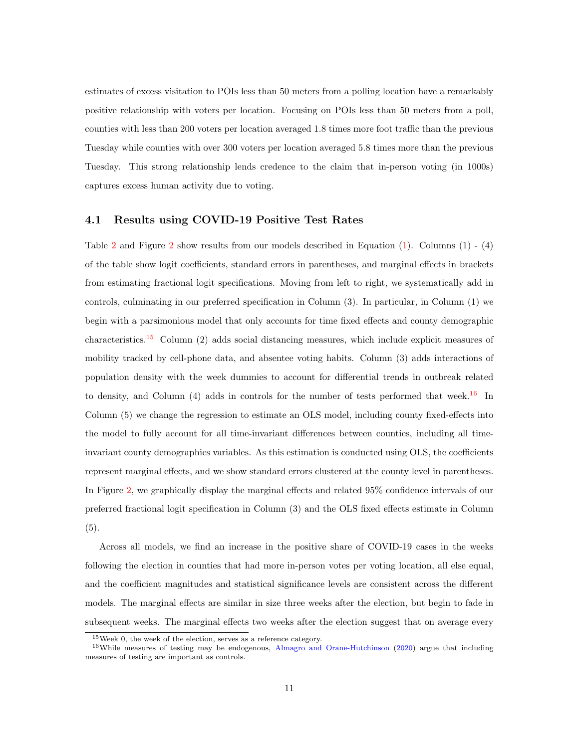estimates of excess visitation to POIs less than 50 meters from a polling location have a remarkably positive relationship with voters per location. Focusing on POIs less than 50 meters from a poll, counties with less than 200 voters per location averaged 1.8 times more foot traffic than the previous Tuesday while counties with over 300 voters per location averaged 5.8 times more than the previous Tuesday. This strong relationship lends credence to the claim that in-person voting (in 1000s) captures excess human activity due to voting.

### 4.1 Results using COVID-19 Positive Test Rates

Table 2 and Figure 2 show results from our models described in Equation (1). Columns (1) - (4) of the table show logit coefficients, standard errors in parentheses, and marginal effects in brackets from estimating fractional logit specifications. Moving from left to right, we systematically add in controls, culminating in our preferred specification in Column (3). In particular, in Column (1) we begin with a parsimonious model that only accounts for time fixed effects and county demographic characteristics.[15] Column (2) adds social distancing measures, which include explicit measures of mobility tracked by cell-phone data, and absentee voting habits. Column (3) adds interactions of population density with the week dummies to account for differential trends in outbreak related to density, and Column (4) adds in controls for the number of tests performed that week.[16] In Column (5) we change the regression to estimate an OLS model, including county fixed-effects into the model to fully account for all time-invariant differences between counties, including all time-invariant county demographics variables. As this estimation is conducted using OLS, the coefficients represent marginal effects, and we show standard errors clustered at the county level in parentheses. In Figure 2, we graphically display the marginal effects and related 95% confidence intervals of our preferred fractional logit specification in Column (3) and the OLS fixed effects estimate in Column (5).

Across all models, we find an increase in the positive share of COVID-19 cases in the weeks following the election in counties that had more in-person votes per voting location, all else equal, and the coefficient magnitudes and statistical significance levels are consistent across the different models. The marginal effects are similar in size three weeks after the election, but begin to fade in subsequent weeks. The marginal effects two weeks after the election suggest that on average every

[15] Week 0, the week of the election, serves as a reference category.

[16] While measures of testing may be endogenous, Almagro and Orane-Hutchinson (2020) argue that including measures of testing are important as controls.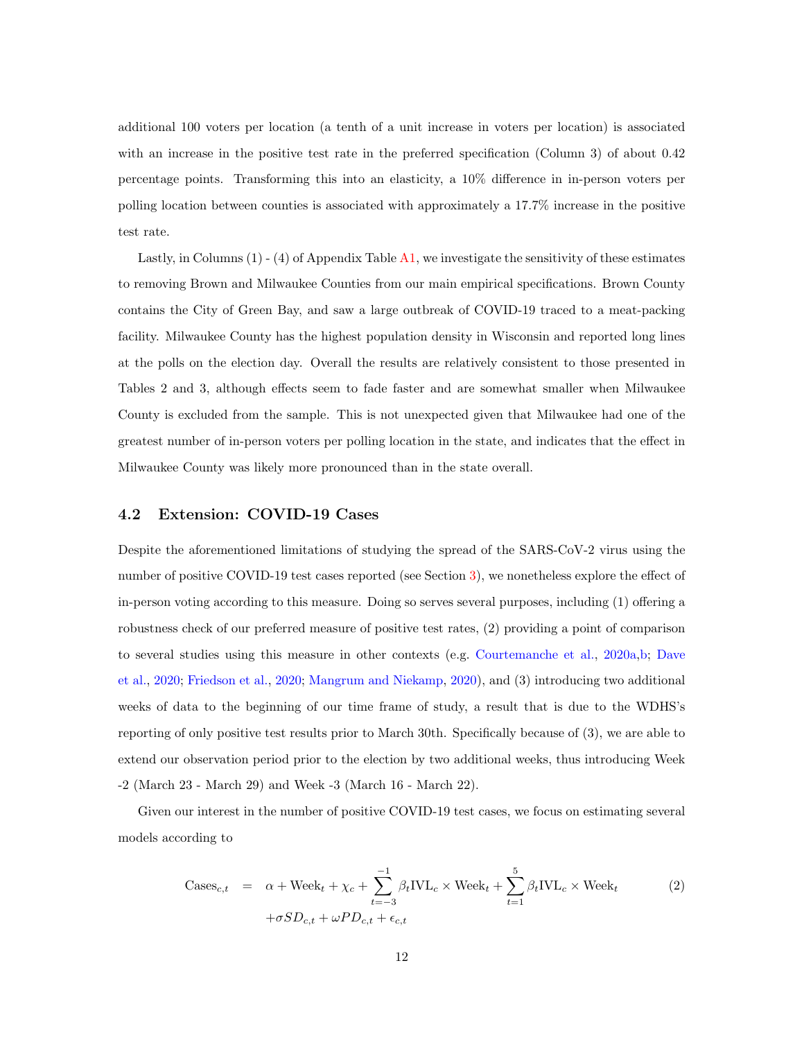additional 100 voters per location (a tenth of a unit increase in voters per location) is associated with an increase in the positive test rate in the preferred specification (Column 3) of about 0.42 percentage points. Transforming this into an elasticity, a 10% difference in in-person voters per polling location between counties is associated with approximately a 17.7% increase in the positive test rate.

Lastly, in Columns (1) - (4) of Appendix Table A1, we investigate the sensitivity of these estimates to removing Brown and Milwaukee Counties from our main empirical specifications. Brown County contains the City of Green Bay, and saw a large outbreak of COVID-19 traced to a meat-packing facility. Milwaukee County has the highest population density in Wisconsin and reported long lines at the polls on the election day. Overall the results are relatively consistent to those presented in Tables 2 and 3, although effects seem to fade faster and are somewhat smaller when Milwaukee County is excluded from the sample. This is not unexpected given that Milwaukee had one of the greatest number of in-person voters per polling location in the state, and indicates that the effect in Milwaukee County was likely more pronounced than in the state overall.

### 4.2 Extension: COVID-19 Cases

Despite the aforementioned limitations of studying the spread of the SARS-CoV-2 virus using the number of positive COVID-19 test cases reported (see Section 3), we nonetheless explore the effect of in-person voting according to this measure. Doing so serves several purposes, including (1) offering a robustness check of our preferred measure of positive test rates, (2) providing a point of comparison to several studies using this measure in other contexts (e.g. Courtemanche et al., 2020a,b; Dave et al., 2020; Friedson et al., 2020; Mangrum and Niekamp, 2020), and (3) introducing two additional weeks of data to the beginning of our time frame of study, a result that is due to the WDHS's reporting of only positive test results prior to March 30th. Specifically because of (3), we are able to extend our observation period prior to the election by two additional weeks, thus introducing Week -2 (March 23 - March 29) and Week -3 (March 16 - March 22).

Given our interest in the number of positive COVID-19 test cases, we focus on estimating several models according to

$$
\begin{aligned}
\text{Cases}_{c,t} \quad = \quad & \alpha + \text{Week}_t + \chi_c + \sum_{t=-3}^{-1} \beta_t \text{IVL}_c \times \text{Week}_t + \sum_{t=1}^{5} \beta_t \text{IVL}_c \times \text{Week}_t \\
& + \sigma SD_{c,t} + \omega PD_{c,t} + \epsilon_{c,t}
\end{aligned} \tag{2}
$$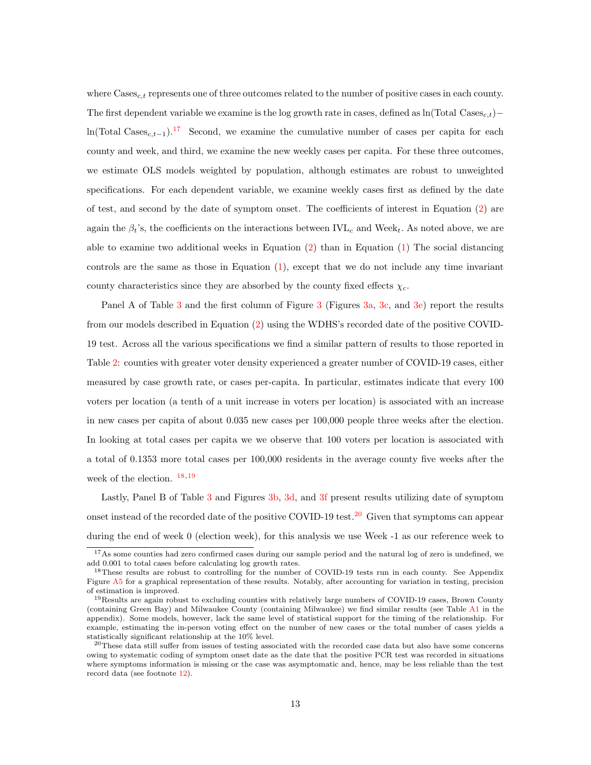where $\text{Cases}_{c,t}$ represents one of three outcomes related to the number of positive cases in each county. The first dependent variable we examine is the log growth rate in cases, defined as $\ln(\text{Total Cases}_{c,t}) - \ln(\text{Total Cases}_{c,t-1})$.[17] Second, we examine the cumulative number of cases per capita for each county and week, and third, we examine the new weekly cases per capita. For these three outcomes, we estimate OLS models weighted by population, although estimates are robust to unweighted specifications. For each dependent variable, we examine weekly cases first as defined by the date of test, and second by the date of symptom onset. The coefficients of interest in Equation (2) are again the $\beta_t$'s, the coefficients on the interactions between $\text{IVL}_c$ and $\text{Week}_t$. As noted above, we are able to examine two additional weeks in Equation (2) than in Equation (1) The social distancing controls are the same as those in Equation (1), except that we do not include any time invariant county characteristics since they are absorbed by the county fixed effects $\chi_c$.

Panel A of Table 3 and the first column of Figure 3 (Figures 3a, 3c, and 3e) report the results from our models described in Equation (2) using the WDHS's recorded date of the positive COVID-19 test. Across all the various specifications we find a similar pattern of results to those reported in Table 2: counties with greater voter density experienced a greater number of COVID-19 cases, either measured by case growth rate, or cases per-capita. In particular, estimates indicate that every 100 voters per location (a tenth of a unit increase in voters per location) is associated with an increase in new cases per capita of about 0.035 new cases per 100,000 people three weeks after the election. In looking at total cases per capita we we observe that 100 voters per location is associated with a total of 0.1353 more total cases per 100,000 residents in the average county five weeks after the week of the election. [18,19]

Lastly, Panel B of Table 3 and Figures 3b, 3d, and 3f present results utilizing date of symptom onset instead of the recorded date of the positive COVID-19 test.[20] Given that symptoms can appear during the end of week 0 (election week), for this analysis we use Week -1 as our reference week to

[17] As some counties had zero confirmed cases during our sample period and the natural log of zero is undefined, we add 0.001 to total cases before calculating log growth rates.

[18] These results are robust to controlling for the number of COVID-19 tests run in each county. See Appendix Figure A5 for a graphical representation of these results. Notably, after accounting for variation in testing, precision of estimation is improved.

[19] Results are again robust to excluding counties with relatively large numbers of COVID-19 cases, Brown County (containing Green Bay) and Milwaukee County (containing Milwaukee) we find similar results (see Table A1 in the appendix). Some models, however, lack the same level of statistical support for the timing of the relationship. For example, estimating the in-person voting effect on the number of new cases or the total number of cases yields a statistically significant relationship at the 10% level.

[20] These data still suffer from issues of testing associated with the recorded case data but also have some concerns owing to systematic coding of symptom onset date as the date that the positive PCR test was recorded in situations where symptoms information is missing or the case was asymptomatic and, hence, may be less reliable than the test record data (see footnote 12).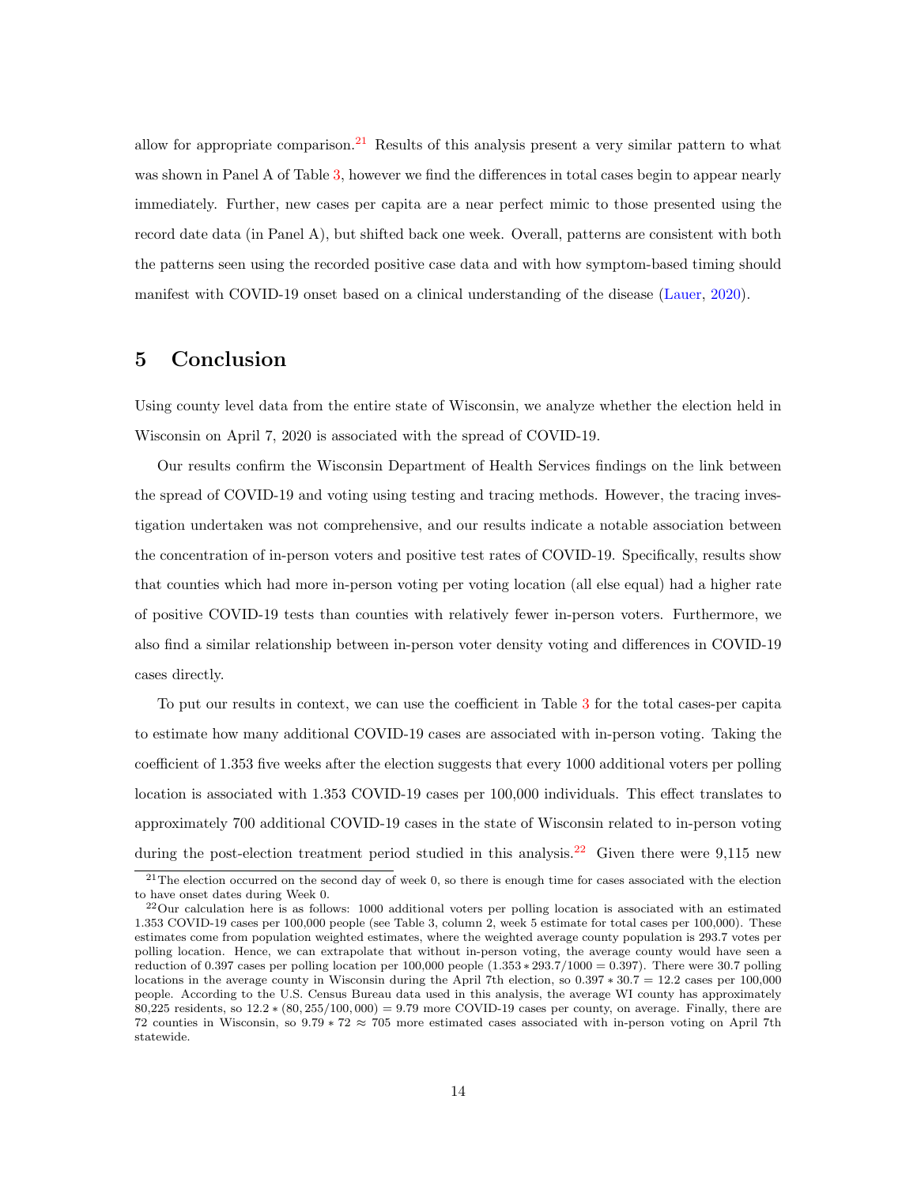allow for appropriate comparison.[21] Results of this analysis present a very similar pattern to what was shown in Panel A of Table 3, however we find the differences in total cases begin to appear nearly immediately. Further, new cases per capita are a near perfect mimic to those presented using the record date data (in Panel A), but shifted back one week. Overall, patterns are consistent with both the patterns seen using the recorded positive case data and with how symptom-based timing should manifest with COVID-19 onset based on a clinical understanding of the disease (Lauer, 2020).

## 5 Conclusion

Using county level data from the entire state of Wisconsin, we analyze whether the election held in Wisconsin on April 7, 2020 is associated with the spread of COVID-19.

Our results confirm the Wisconsin Department of Health Services findings on the link between the spread of COVID-19 and voting using testing and tracing methods. However, the tracing investigation undertaken was not comprehensive, and our results indicate a notable association between the concentration of in-person voters and positive test rates of COVID-19. Specifically, results show that counties which had more in-person voting per voting location (all else equal) had a higher rate of positive COVID-19 tests than counties with relatively fewer in-person voters. Furthermore, we also find a similar relationship between in-person voter density voting and differences in COVID-19 cases directly.

To put our results in context, we can use the coefficient in Table 3 for the total cases-per capita to estimate how many additional COVID-19 cases are associated with in-person voting. Taking the coefficient of 1.353 five weeks after the election suggests that every 1000 additional voters per polling location is associated with 1.353 COVID-19 cases per 100,000 individuals. This effect translates to approximately 700 additional COVID-19 cases in the state of Wisconsin related to in-person voting during the post-election treatment period studied in this analysis.[22] Given there were 9,115 new

[21] The election occurred on the second day of week 0, so there is enough time for cases associated with the election to have onset dates during Week 0.

[22] Our calculation here is as follows: 1000 additional voters per polling location is associated with an estimated 1.353 COVID-19 cases per 100,000 people (see Table 3, column 2, week 5 estimate for total cases per 100,000). These estimates come from population weighted estimates, where the weighted average county population is 293.7 votes per polling location. Hence, we can extrapolate that without in-person voting, the average county would have seen a reduction of 0.397 cases per polling location per 100,000 people ($1.353 * 293.7/1000 = 0.397$). There were 30.7 polling locations in the average county in Wisconsin during the April 7th election, so $0.397 * 30.7 = 12.2$ cases per 100,000 people. According to the U.S. Census Bureau data used in this analysis, the average WI county has approximately 80,225 residents, so $12.2 * (80,255/100,000) = 9.79$ more COVID-19 cases per county, on average. Finally, there are 72 counties in Wisconsin, so $9.79 * 72 \approx 705$ more estimated cases associated with in-person voting on April 7th statewide.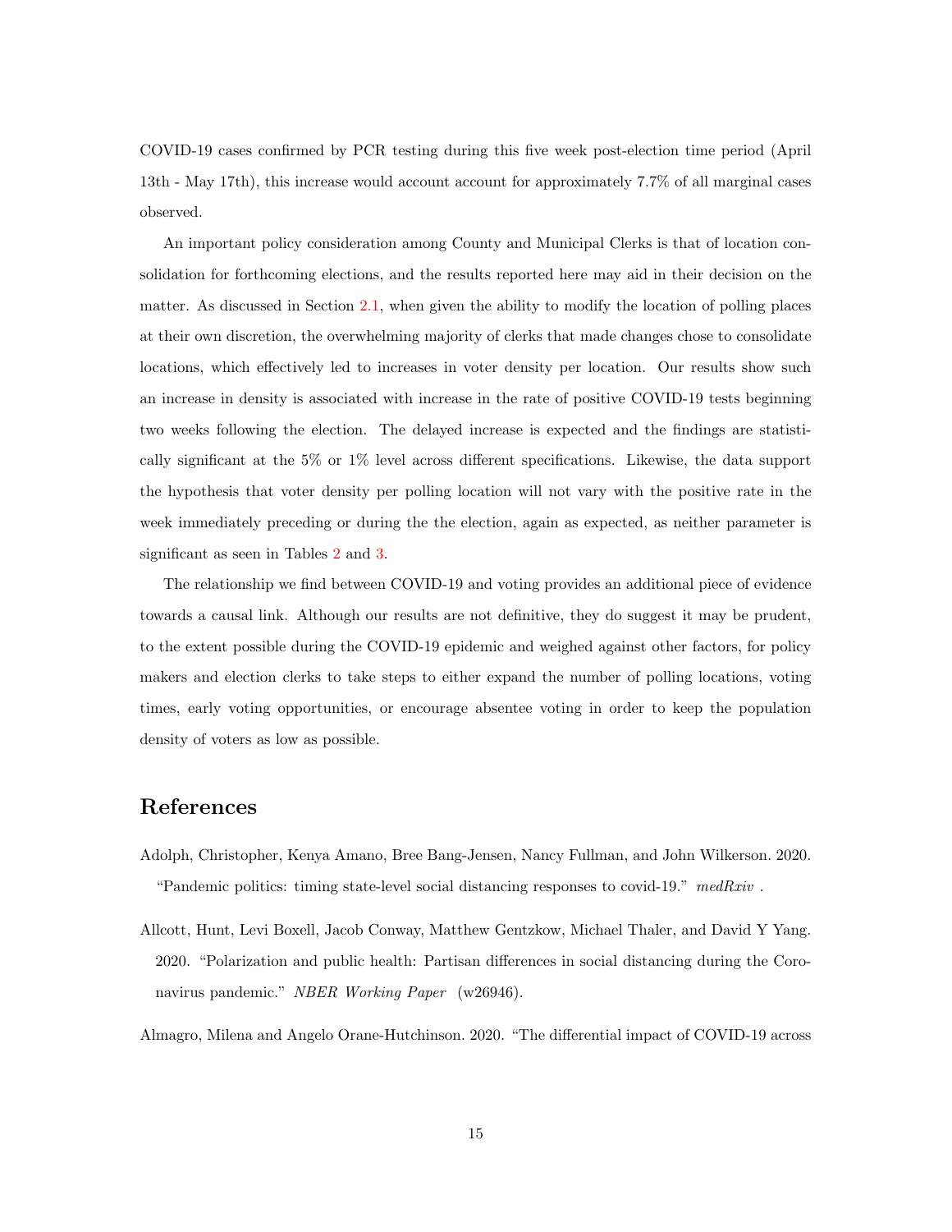COVID-19 cases confirmed by PCR testing during this five week post-election time period (April 13th - May 17th), this increase would account account for approximately 7.7% of all marginal cases observed.

An important policy consideration among County and Municipal Clerks is that of location consolidation for forthcoming elections, and the results reported here may aid in their decision on the matter. As discussed in Section 2.1, when given the ability to modify the location of polling places at their own discretion, the overwhelming majority of clerks that made changes chose to consolidate locations, which effectively led to increases in voter density per location. Our results show such an increase in density is associated with increase in the rate of positive COVID-19 tests beginning two weeks following the election. The delayed increase is expected and the findings are statistically significant at the 5% or 1% level across different specifications. Likewise, the data support the hypothesis that voter density per polling location will not vary with the positive rate in the week immediately preceding or during the the election, again as expected, as neither parameter is significant as seen in Tables 2 and 3.

The relationship we find between COVID-19 and voting provides an additional piece of evidence towards a causal link. Although our results are not definitive, they do suggest it may be prudent, to the extent possible during the COVID-19 epidemic and weighed against other factors, for policy makers and election clerks to take steps to either expand the number of polling locations, voting times, early voting opportunities, or encourage absentee voting in order to keep the population density of voters as low as possible.

# References

Adolph, Christopher, Kenya Amano, Bree Bang-Jensen, Nancy Fullman, and John Wilkerson. 2020. "Pandemic politics: timing state-level social distancing responses to covid-19." *medRxiv* .

Allcott, Hunt, Levi Boxell, Jacob Conway, Matthew Gentzkow, Michael Thaler, and David Y Yang. 2020. "Polarization and public health: Partisan differences in social distancing during the Coronavirus pandemic." *NBER Working Paper* (w26946).

Almagro, Milena and Angelo Orane-Hutchinson. 2020. "The differential impact of COVID-19 across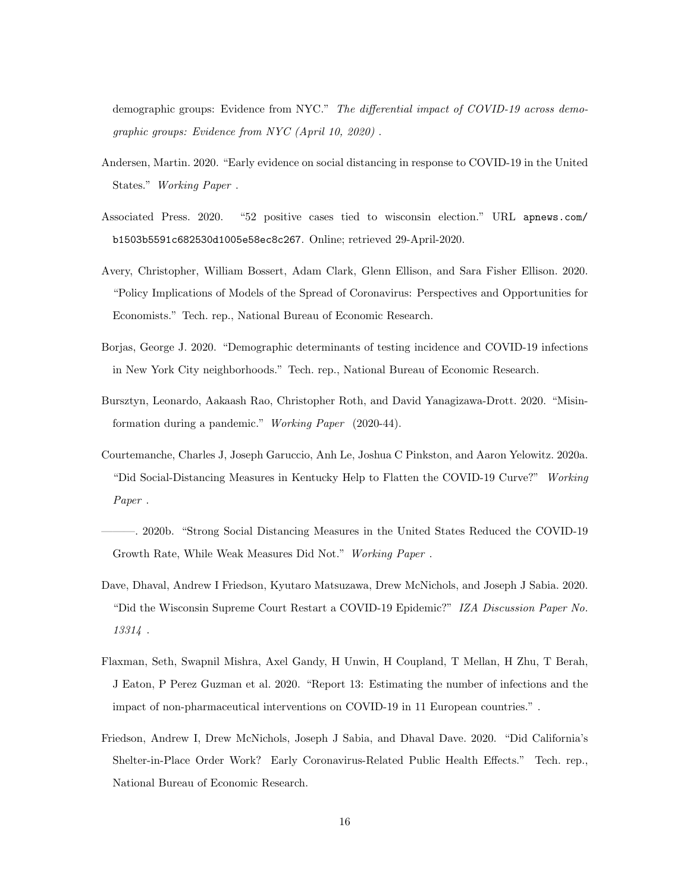demographic groups: Evidence from NYC." *The differential impact of COVID-19 across demographic groups: Evidence from NYC (April 10, 2020)* .

Andersen, Martin. 2020. "Early evidence on social distancing in response to COVID-19 in the United States." *Working Paper* .

Associated Press. 2020. "52 positive cases tied to wisconsin election." URL apnews.com/b1503b5591c682530d1005e58ec8c267. Online; retrieved 29-April-2020.

Avery, Christopher, William Bossert, Adam Clark, Glenn Ellison, and Sara Fisher Ellison. 2020. "Policy Implications of Models of the Spread of Coronavirus: Perspectives and Opportunities for Economists." Tech. rep., National Bureau of Economic Research.

Borjas, George J. 2020. "Demographic determinants of testing incidence and COVID-19 infections in New York City neighborhoods." Tech. rep., National Bureau of Economic Research.

Bursztyn, Leonardo, Aakaash Rao, Christopher Roth, and David Yanagizawa-Drott. 2020. "Misinformation during a pandemic." *Working Paper* (2020-44).

Courtemanche, Charles J, Joseph Garuccio, Anh Le, Joshua C Pinkston, and Aaron Yelowitz. 2020a. "Did Social-Distancing Measures in Kentucky Help to Flatten the COVID-19 Curve?" *Working Paper* .

———. 2020b. "Strong Social Distancing Measures in the United States Reduced the COVID-19 Growth Rate, While Weak Measures Did Not." *Working Paper* .

Dave, Dhaval, Andrew I Friedson, Kyutaro Matsuzawa, Drew McNichols, and Joseph J Sabia. 2020. "Did the Wisconsin Supreme Court Restart a COVID-19 Epidemic?" *IZA Discussion Paper No. 13314* .

Flaxman, Seth, Swapnil Mishra, Axel Gandy, H Unwin, H Coupland, T Mellan, H Zhu, T Berah, J Eaton, P Perez Guzman et al. 2020. "Report 13: Estimating the number of infections and the impact of non-pharmaceutical interventions on COVID-19 in 11 European countries." .

Friedson, Andrew I, Drew McNichols, Joseph J Sabia, and Dhaval Dave. 2020. "Did California's Shelter-in-Place Order Work? Early Coronavirus-Related Public Health Effects." Tech. rep., National Bureau of Economic Research.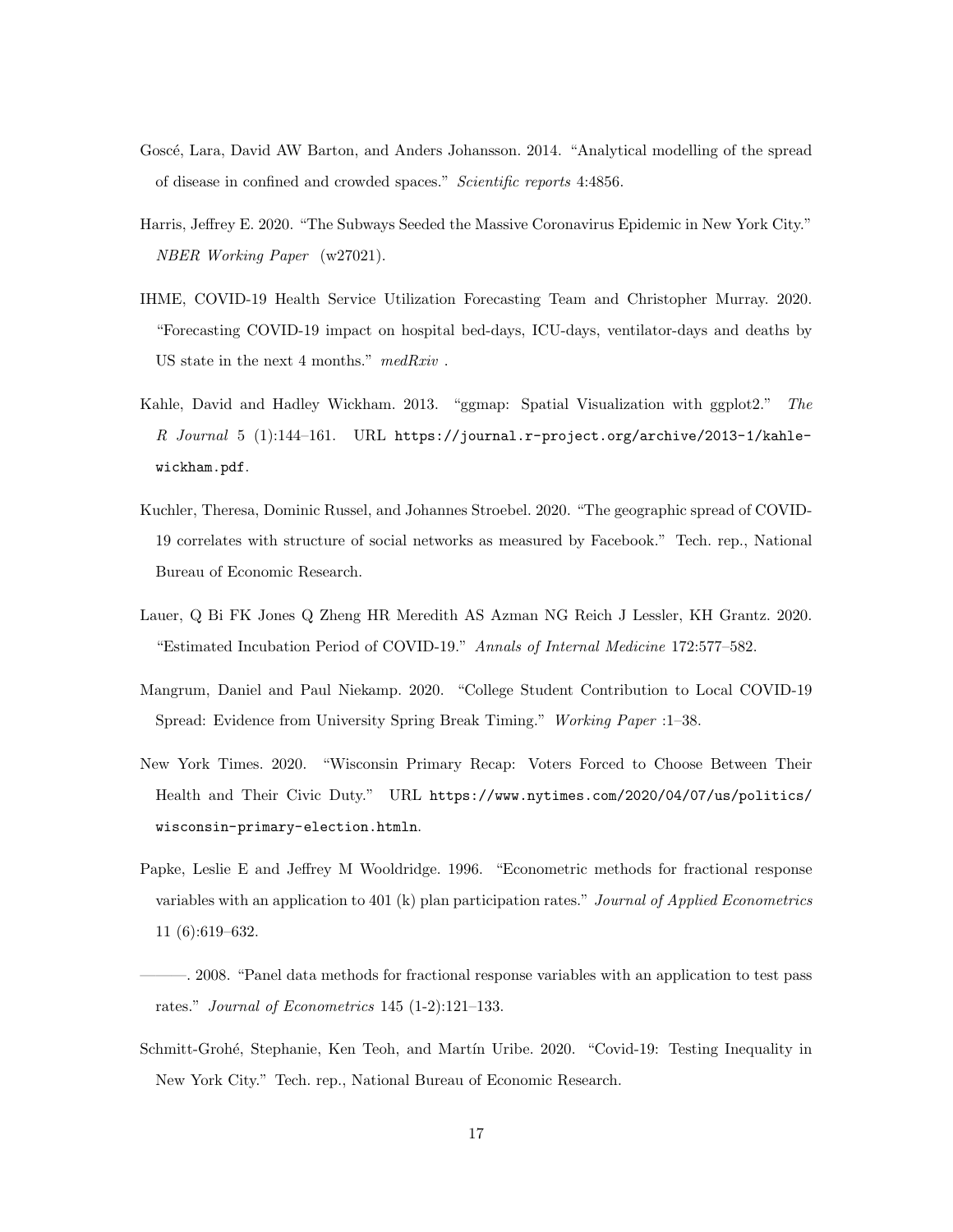Goscé, Lara, David AW Barton, and Anders Johansson. 2014. "Analytical modelling of the spread of disease in confined and crowded spaces." *Scientific reports* 4:4856.

Harris, Jeffrey E. 2020. "The Subways Seeded the Massive Coronavirus Epidemic in New York City." *NBER Working Paper* (w27021).

IHME, COVID-19 Health Service Utilization Forecasting Team and Christopher Murray. 2020. "Forecasting COVID-19 impact on hospital bed-days, ICU-days, ventilator-days and deaths by US state in the next 4 months." *medRxiv* .

Kahle, David and Hadley Wickham. 2013. "ggmap: Spatial Visualization with ggplot2." *The R Journal* 5 (1):144–161. URL `https://journal.r-project.org/archive/2013-1/kahle-wickham.pdf`.

Kuchler, Theresa, Dominic Russel, and Johannes Stroebel. 2020. "The geographic spread of COVID-19 correlates with structure of social networks as measured by Facebook." Tech. rep., National Bureau of Economic Research.

Lauer, Q Bi FK Jones Q Zheng HR Meredith AS Azman NG Reich J Lessler, KH Grantz. 2020. "Estimated Incubation Period of COVID-19." *Annals of Internal Medicine* 172:577–582.

Mangrum, Daniel and Paul Niekamp. 2020. "College Student Contribution to Local COVID-19 Spread: Evidence from University Spring Break Timing." *Working Paper* :1–38.

New York Times. 2020. "Wisconsin Primary Recap: Voters Forced to Choose Between Their Health and Their Civic Duty." URL `https://www.nytimes.com/2020/04/07/us/politics/wisconsin-primary-election.htmln`.

Papke, Leslie E and Jeffrey M Wooldridge. 1996. "Econometric methods for fractional response variables with an application to 401 (k) plan participation rates." *Journal of Applied Econometrics* 11 (6):619–632.

———. 2008. "Panel data methods for fractional response variables with an application to test pass rates." *Journal of Econometrics* 145 (1-2):121–133.

Schmitt-Grohé, Stephanie, Ken Teoh, and Martín Uribe. 2020. "Covid-19: Testing Inequality in New York City." Tech. rep., National Bureau of Economic Research.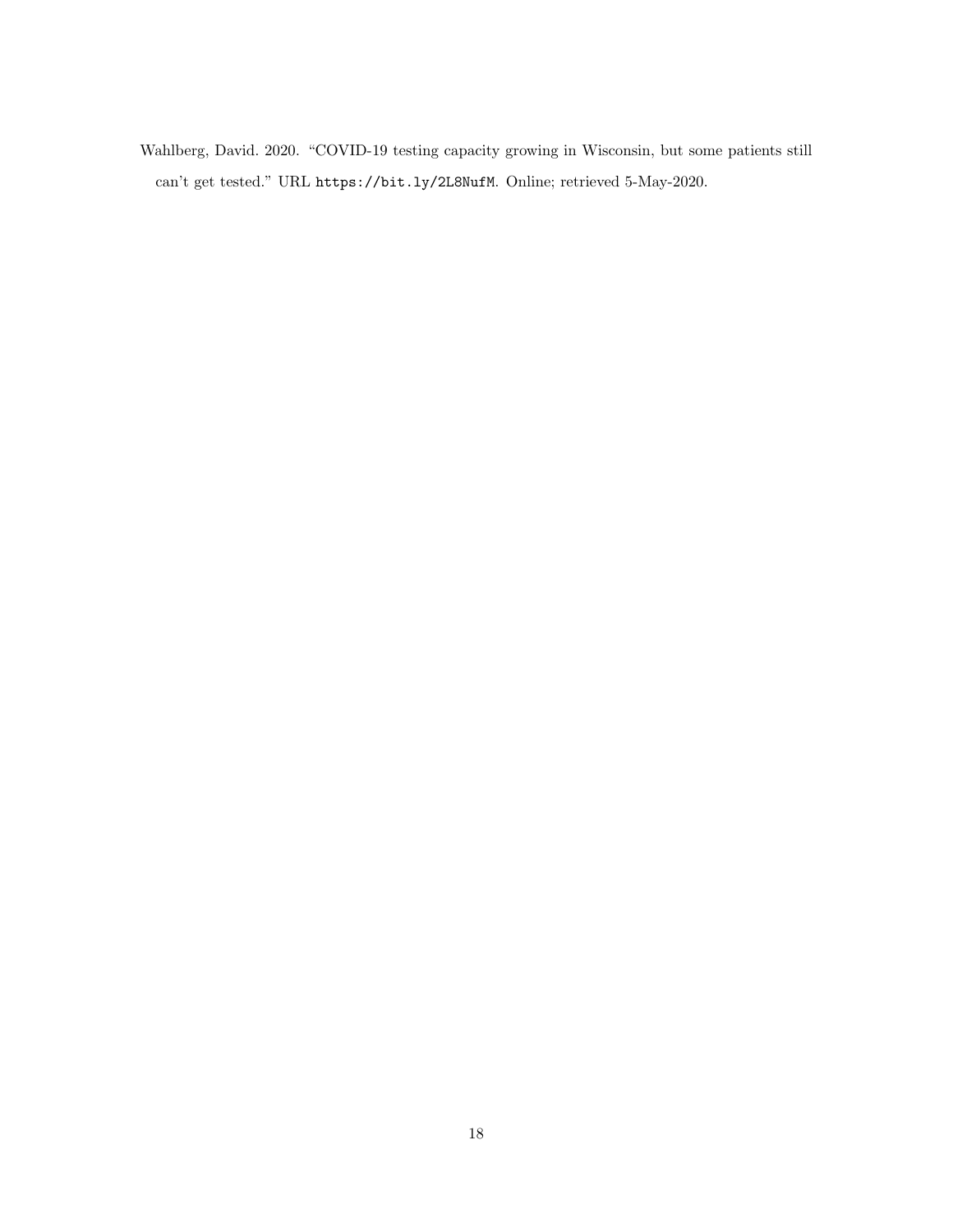Wahlberg, David. 2020. "COVID-19 testing capacity growing in Wisconsin, but some patients still can't get tested." URL `https://bit.ly/2L8NufM`. Online; retrieved 5-May-2020.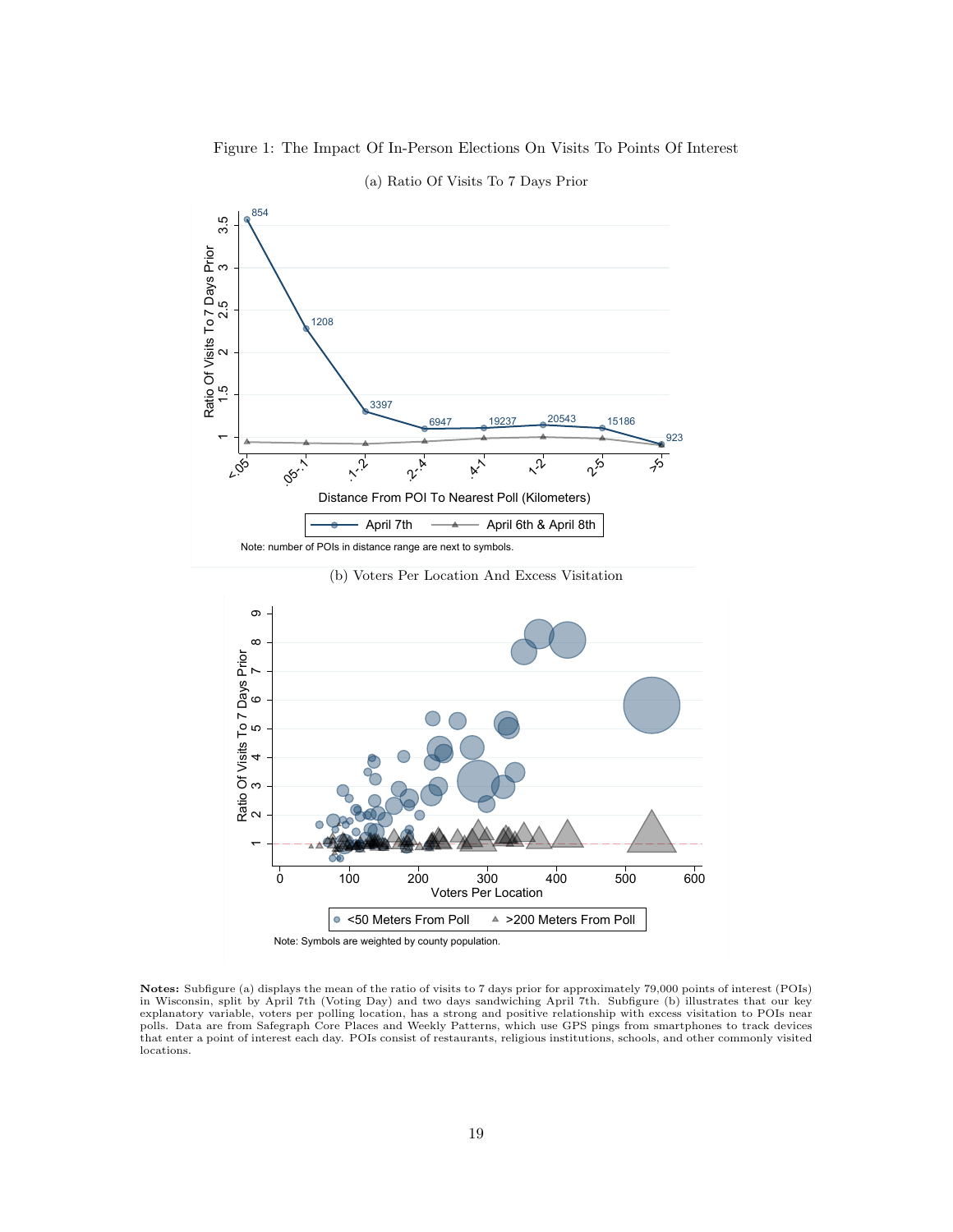Figure 1: The Impact Of In-Person Elections On Visits To Points Of Interest

(a) Ratio Of Visits To 7 Days Prior

Note: number of POIs in distance range are next to symbols.

(b) Voters Per Location And Excess Visitation

Note: Symbols are weighted by county population.

**Notes:** Subfigure (a) displays the mean of the ratio of visits to 7 days prior for approximately 79,000 points of interest (POIs) in Wisconsin, split by April 7th (Voting Day) and two days sandwiching April 7th. Subfigure (b) illustrates that our key explanatory variable, voters per polling location, has a strong and positive relationship with excess visitation to POIs near polls. Data are from Safegraph Core Places and Weekly Patterns, which use GPS pings from smartphones to track devices that enter a point of interest each day. POIs consist of restaurants, religious institutions, schools, and other commonly visited locations.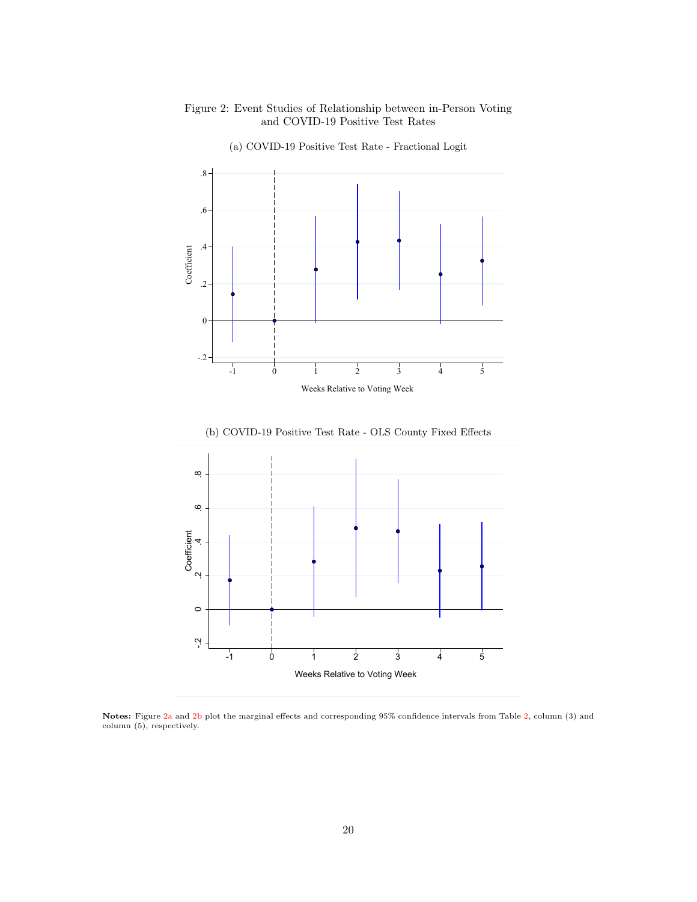Figure 2: Event Studies of Relationship between in-Person Voting and COVID-19 Positive Test Rates

(a) COVID-19 Positive Test Rate - Fractional Logit

(b) COVID-19 Positive Test Rate - OLS County Fixed Effects

**Notes:** Figure 2a and 2b plot the marginal effects and corresponding 95% confidence intervals from Table 2, column (3) and column (5), respectively.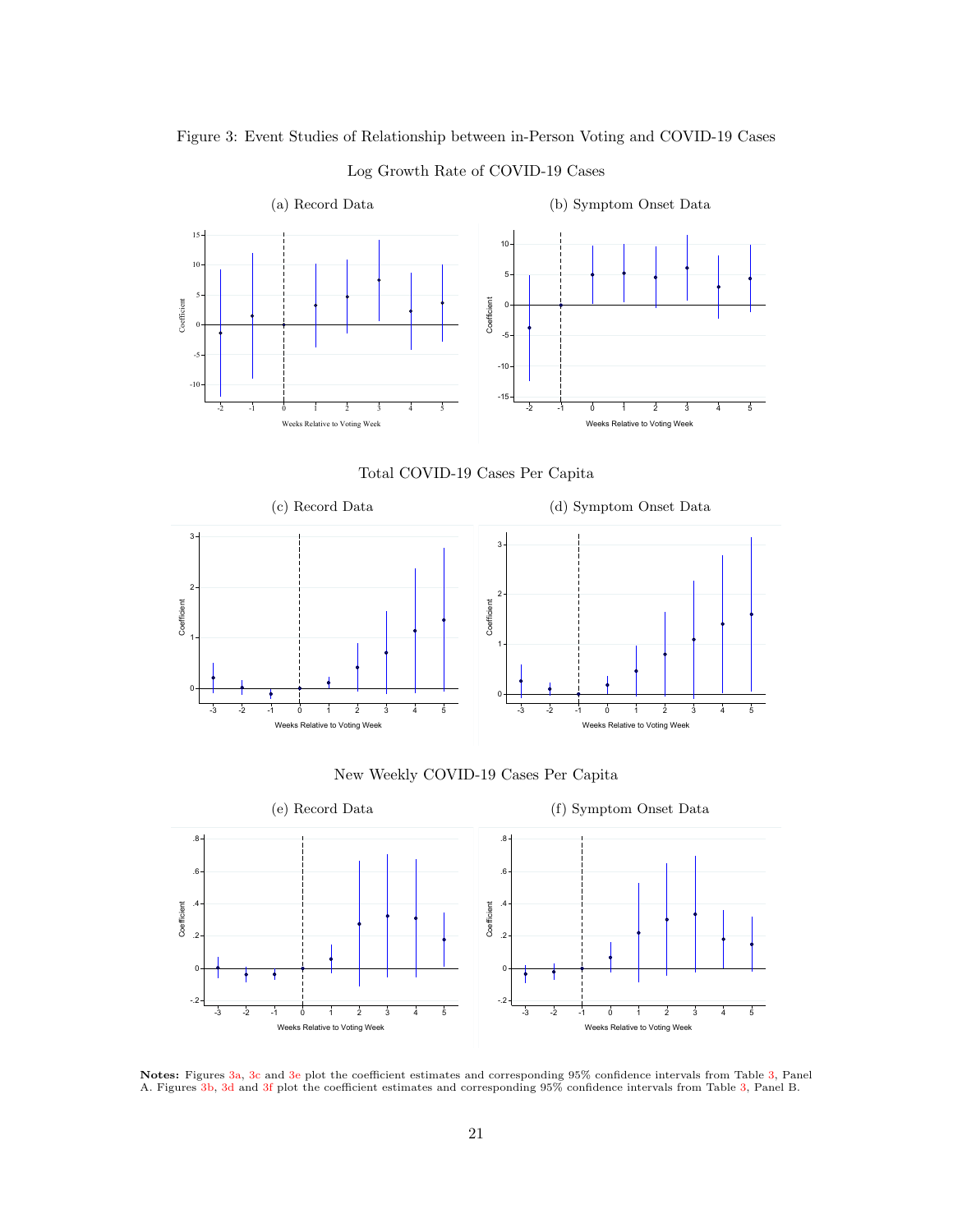Figure 3: Event Studies of Relationship between in-Person Voting and COVID-19 Cases

Log Growth Rate of COVID-19 Cases

(a) Record Data

(b) Symptom Onset Data

Total COVID-19 Cases Per Capita

(c) Record Data

(d) Symptom Onset Data

New Weekly COVID-19 Cases Per Capita

(e) Record Data

(f) Symptom Onset Data

**Notes:** Figures 3a, 3c and 3e plot the coefficient estimates and corresponding 95% confidence intervals from Table 3, Panel A. Figures 3b, 3d and 3f plot the coefficient estimates and corresponding 95% confidence intervals from Table 3, Panel B.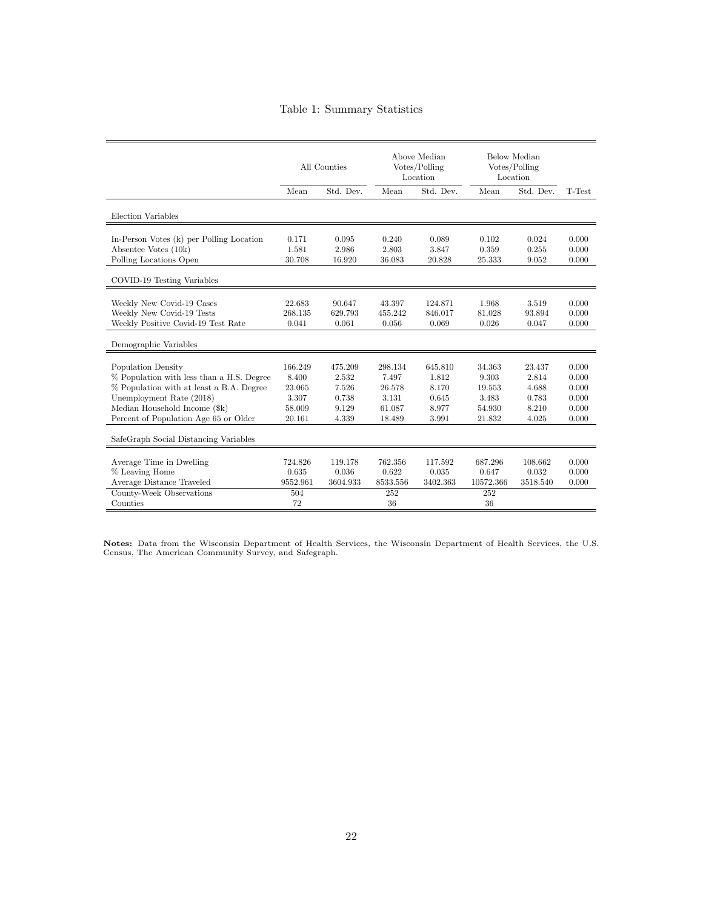Table 1: Summary Statistics

| | All Counties | | Above Median Votes/Polling Location | | Below Median Votes/Polling Location | | |
|---|---|---|---|---|---|---|---|
| | Mean | Std. Dev. | Mean | Std. Dev. | Mean | Std. Dev. | T-Test |
| Election Variables | | | | | | | |
| In-Person Votes (k) per Polling Location | 0.171 | 0.095 | 0.240 | 0.089 | 0.102 | 0.024 | 0.000 |
| Absentee Votes (10k) | 1.581 | 2.986 | 2.803 | 3.847 | 0.359 | 0.255 | 0.000 |
| Polling Locations Open | 30.708 | 16.920 | 36.083 | 20.828 | 25.333 | 9.052 | 0.000 |
| COVID-19 Testing Variables | | | | | | | |
| Weekly New Covid-19 Cases | 22.683 | 90.647 | 43.397 | 124.871 | 1.968 | 3.519 | 0.000 |
| Weekly New Covid-19 Tests | 268.135 | 629.793 | 455.242 | 846.017 | 81.028 | 93.894 | 0.000 |
| Weekly Positive Covid-19 Test Rate | 0.041 | 0.061 | 0.056 | 0.069 | 0.026 | 0.047 | 0.000 |
| Demographic Variables | | | | | | | |
| Population Density | 166.249 | 475.209 | 298.134 | 645.810 | 34.363 | 23.437 | 0.000 |
| % Population with less than a H.S. Degree | 8.400 | 2.532 | 7.497 | 1.812 | 9.303 | 2.814 | 0.000 |
| % Population with at least a B.A. Degree | 23.065 | 7.526 | 26.578 | 8.170 | 19.553 | 4.688 | 0.000 |
| Unemployment Rate (2018) | 3.307 | 0.738 | 3.131 | 0.645 | 3.483 | 0.783 | 0.000 |
| Median Household Income ($k) | 58.009 | 9.129 | 61.087 | 8.977 | 54.930 | 8.210 | 0.000 |
| Percent of Population Age 65 or Older | 20.161 | 4.339 | 18.489 | 3.991 | 21.832 | 4.025 | 0.000 |
| SafeGraph Social Distancing Variables | | | | | | | |
| Average Time in Dwelling | 724.826 | 119.178 | 762.356 | 117.592 | 687.296 | 108.662 | 0.000 |
| % Leaving Home | 0.635 | 0.036 | 0.622 | 0.035 | 0.647 | 0.032 | 0.000 |
| Average Distance Traveled | 9552.961 | 3604.933 | 8533.556 | 3402.363 | 10572.366 | 3518.540 | 0.000 |
| County-Week Observations | 504 | | 252 | | 252 | | |
| Counties | 72 | | 36 | | 36 | | |

**Notes:** Data from the Wisconsin Department of Health Services, the Wisconsin Department of Health Services, the U.S. Census, The American Community Survey, and Safegraph.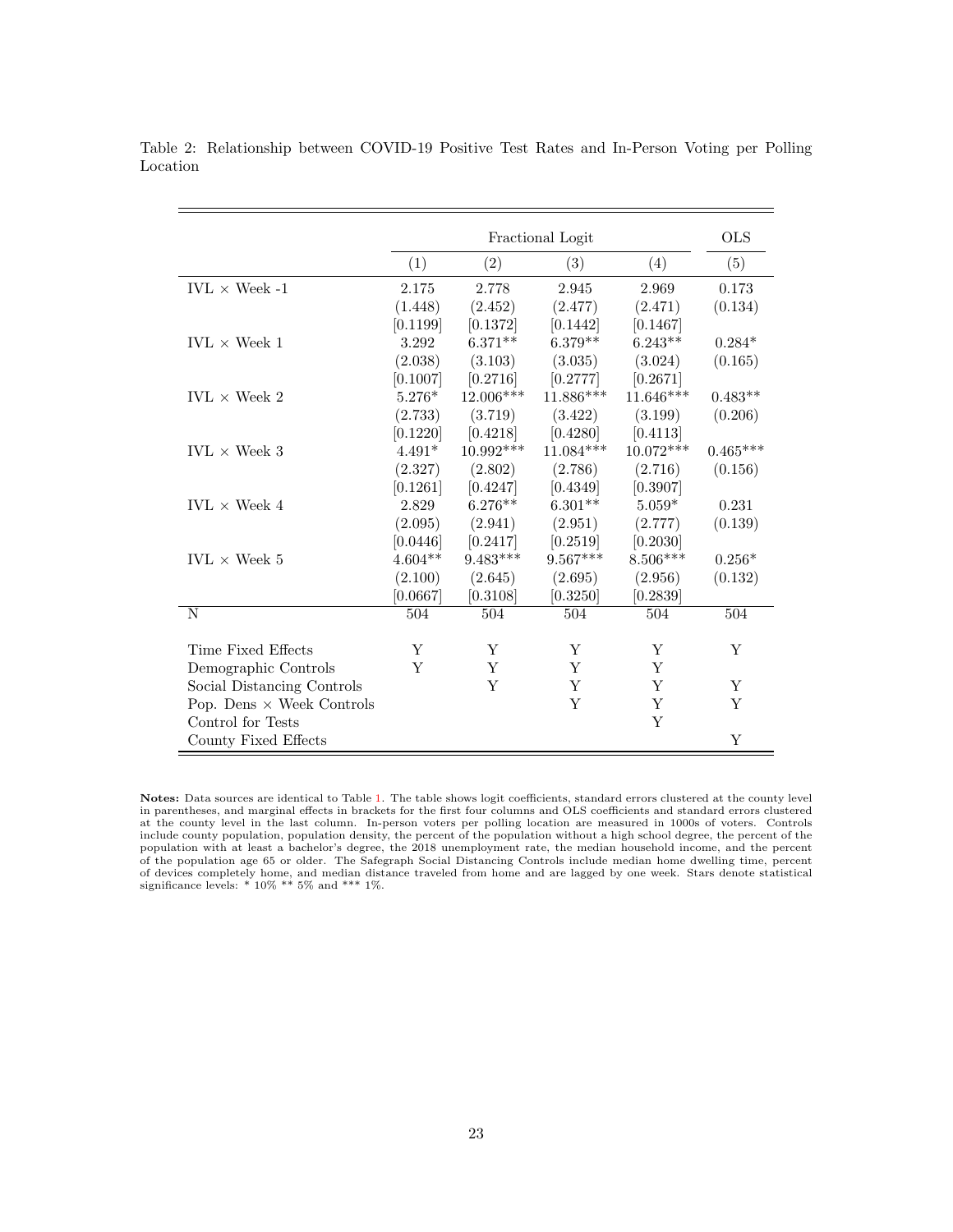Table 2: Relationship between COVID-19 Positive Test Rates and In-Person Voting per Polling Location

| | Fractional Logit | | | | OLS |
|---|---|---|---|---|---|
| | (1) | (2) | (3) | (4) | (5) |
| IVL × Week -1 | 2.175 | 2.778 | 2.945 | 2.969 | 0.173 |
| | (1.448) | (2.452) | (2.477) | (2.471) | (0.134) |
| | [0.1199] | [0.1372] | [0.1442] | [0.1467] | |
| IVL × Week 1 | 3.292 | 6.371** | 6.379** | 6.243** | 0.284* |
| | (2.038) | (3.103) | (3.035) | (3.024) | (0.165) |
| | [0.1007] | [0.2716] | [0.2777] | [0.2671] | |
| IVL × Week 2 | 5.276* | 12.006*** | 11.886*** | 11.646*** | 0.483** |
| | (2.733) | (3.719) | (3.422) | (3.199) | (0.206) |
| | [0.1220] | [0.4218] | [0.4280] | [0.4113] | |
| IVL × Week 3 | 4.491* | 10.992*** | 11.084*** | 10.072*** | 0.465*** |
| | (2.327) | (2.802) | (2.786) | (2.716) | (0.156) |
| | [0.1261] | [0.4247] | [0.4349] | [0.3907] | |
| IVL × Week 4 | 2.829 | 6.276** | 6.301** | 5.059* | 0.231 |
| | (2.095) | (2.941) | (2.951) | (2.777) | (0.139) |
| | [0.0446] | [0.2417] | [0.2519] | [0.2030] | |
| IVL × Week 5 | 4.604** | 9.483*** | 9.567*** | 8.506*** | 0.256* |
| | (2.100) | (2.645) | (2.695) | (2.956) | (0.132) |
| | [0.0667] | [0.3108] | [0.3250] | [0.2839] | |
| N | 504 | 504 | 504 | 504 | 504 |
| Time Fixed Effects | Y | Y | Y | Y | Y |
| Demographic Controls | Y | Y | Y | Y | |
| Social Distancing Controls | | Y | Y | Y | Y |
| Pop. Dens × Week Controls | | | Y | Y | Y |
| Control for Tests | | | | Y | |
| County Fixed Effects | | | | | Y |

**Notes:** Data sources are identical to Table 1. The table shows logit coefficients, standard errors clustered at the county level in parentheses, and marginal effects in brackets for the first four columns and OLS coefficients and standard errors clustered at the county level in the last column. In-person voters per polling location are measured in 1000s of voters. Controls include county population, population density, the percent of the population without a high school degree, the percent of the population with at least a bachelor's degree, the 2018 unemployment rate, the median household income, and the percent of the population age 65 or older. The Safegraph Social Distancing Controls include median home dwelling time, percent of devices completely home, and median distance traveled from home and are lagged by one week. Stars denote statistical significance levels: * 10% ** 5% and *** 1%.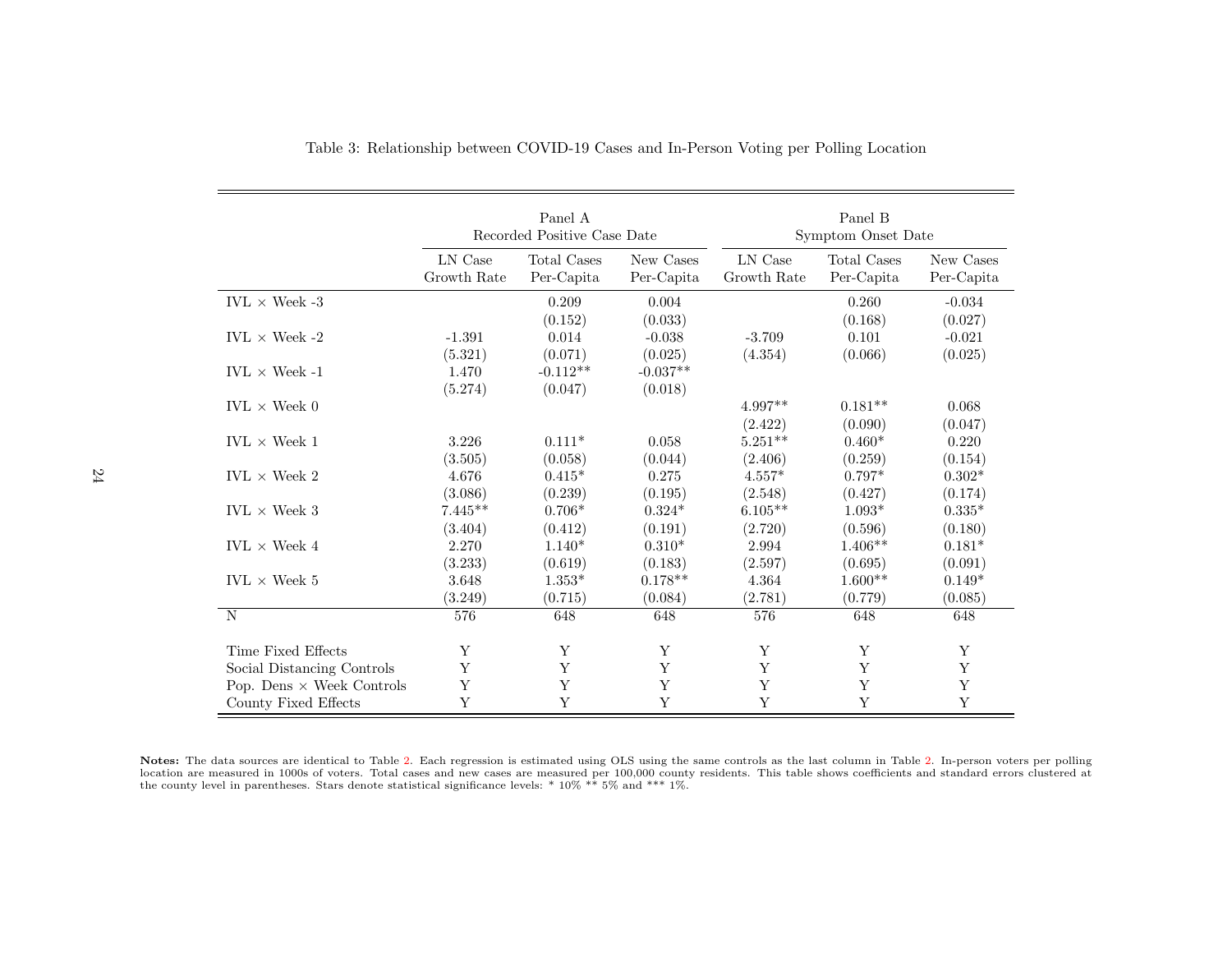Table 3: Relationship between COVID-19 Cases and In-Person Voting per Polling Location

| | Panel A Recorded Positive Case Date | | | Panel B Symptom Onset Date | | |
|---|---|---|---|---|---|---|
| | LN Case Growth Rate | Total Cases Per-Capita | New Cases Per-Capita | LN Case Growth Rate | Total Cases Per-Capita | New Cases Per-Capita |
| IVL × Week -3 | | 0.209 | 0.004 | | 0.260 | -0.034 |
| | | (0.152) | (0.033) | | (0.168) | (0.027) |
| IVL × Week -2 | -1.391 | 0.014 | -0.038 | -3.709 | 0.101 | -0.021 |
| | (5.321) | (0.071) | (0.025) | (4.354) | (0.066) | (0.025) |
| IVL × Week -1 | 1.470 | -0.112** | -0.037** | | | |
| | (5.274) | (0.047) | (0.018) | | | |
| IVL × Week 0 | | | | 4.997** | 0.181** | 0.068 |
| | | | | (2.422) | (0.090) | (0.047) |
| IVL × Week 1 | 3.226 | 0.111* | 0.058 | 5.251** | 0.460* | 0.220 |
| | (3.505) | (0.058) | (0.044) | (2.406) | (0.259) | (0.154) |
| IVL × Week 2 | 4.676 | 0.415* | 0.275 | 4.557* | 0.797* | 0.302* |
| | (3.086) | (0.239) | (0.195) | (2.548) | (0.427) | (0.174) |
| IVL × Week 3 | 7.445** | 0.706* | 0.324* | 6.105** | 1.093* | 0.335* |
| | (3.404) | (0.412) | (0.191) | (2.720) | (0.596) | (0.180) |
| IVL × Week 4 | 2.270 | 1.140* | 0.310* | 2.994 | 1.406** | 0.181* |
| | (3.233) | (0.619) | (0.183) | (2.597) | (0.695) | (0.091) |
| IVL × Week 5 | 3.648 | 1.353* | 0.178** | 4.364 | 1.600** | 0.149* |
| | (3.249) | (0.715) | (0.084) | (2.781) | (0.779) | (0.085) |
| N | 576 | 648 | 648 | 576 | 648 | 648 |
| Time Fixed Effects | Y | Y | Y | Y | Y | Y |
| Social Distancing Controls | Y | Y | Y | Y | Y | Y |
| Pop. Dens × Week Controls | Y | Y | Y | Y | Y | Y |
| County Fixed Effects | Y | Y | Y | Y | Y | Y |

**Notes:** The data sources are identical to Table 2. Each regression is estimated using OLS using the same controls as the last column in Table 2. In-person voters per polling location are measured in 1000s of voters. Total cases and new cases are measured per 100,000 county residents. This table shows coefficients and standard errors clustered at the county level in parentheses. Stars denote statistical significance levels: * 10% ** 5% and *** 1%.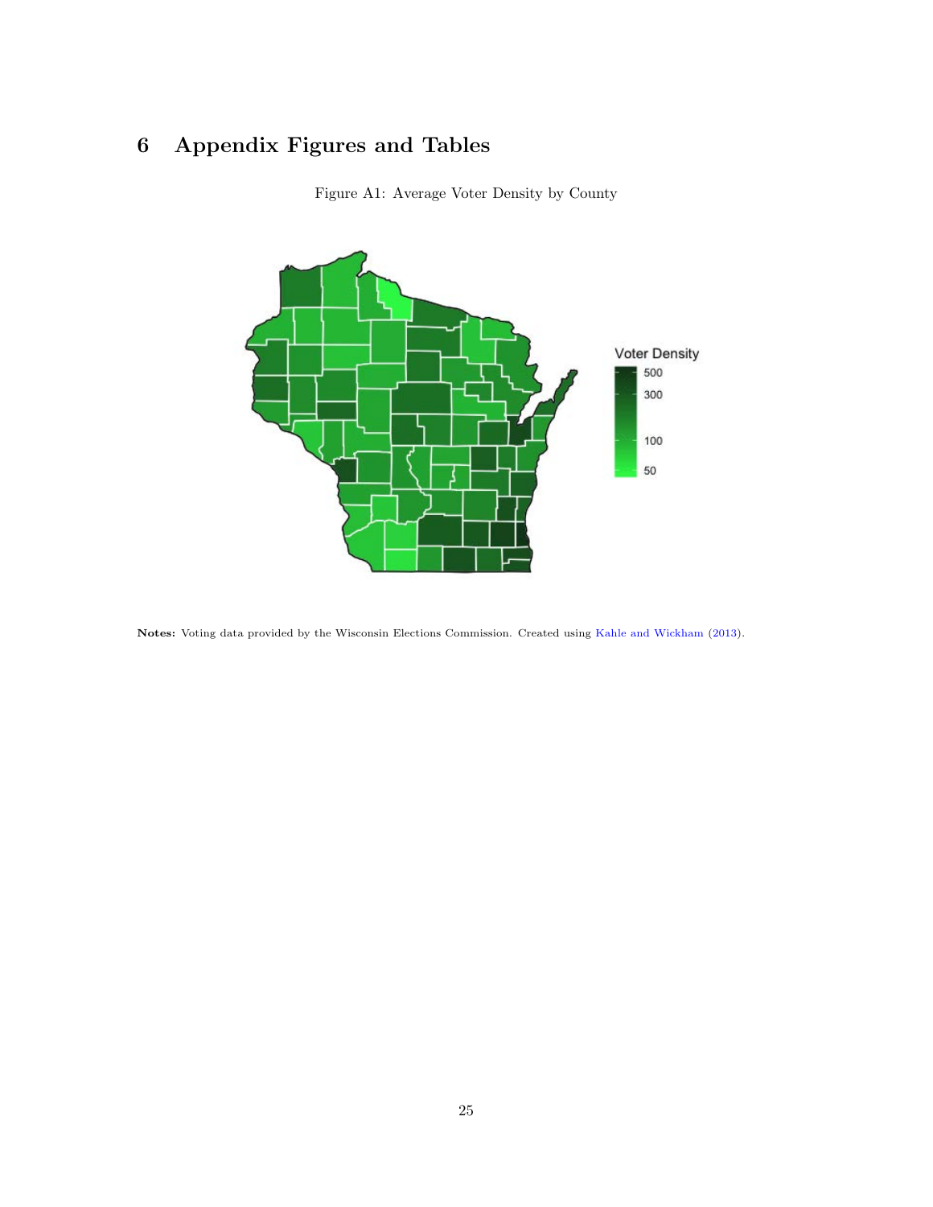# 6 Appendix Figures and Tables

Figure A1: Average Voter Density by County

**Notes:** Voting data provided by the Wisconsin Elections Commission. Created using Kahle and Wickham (2013).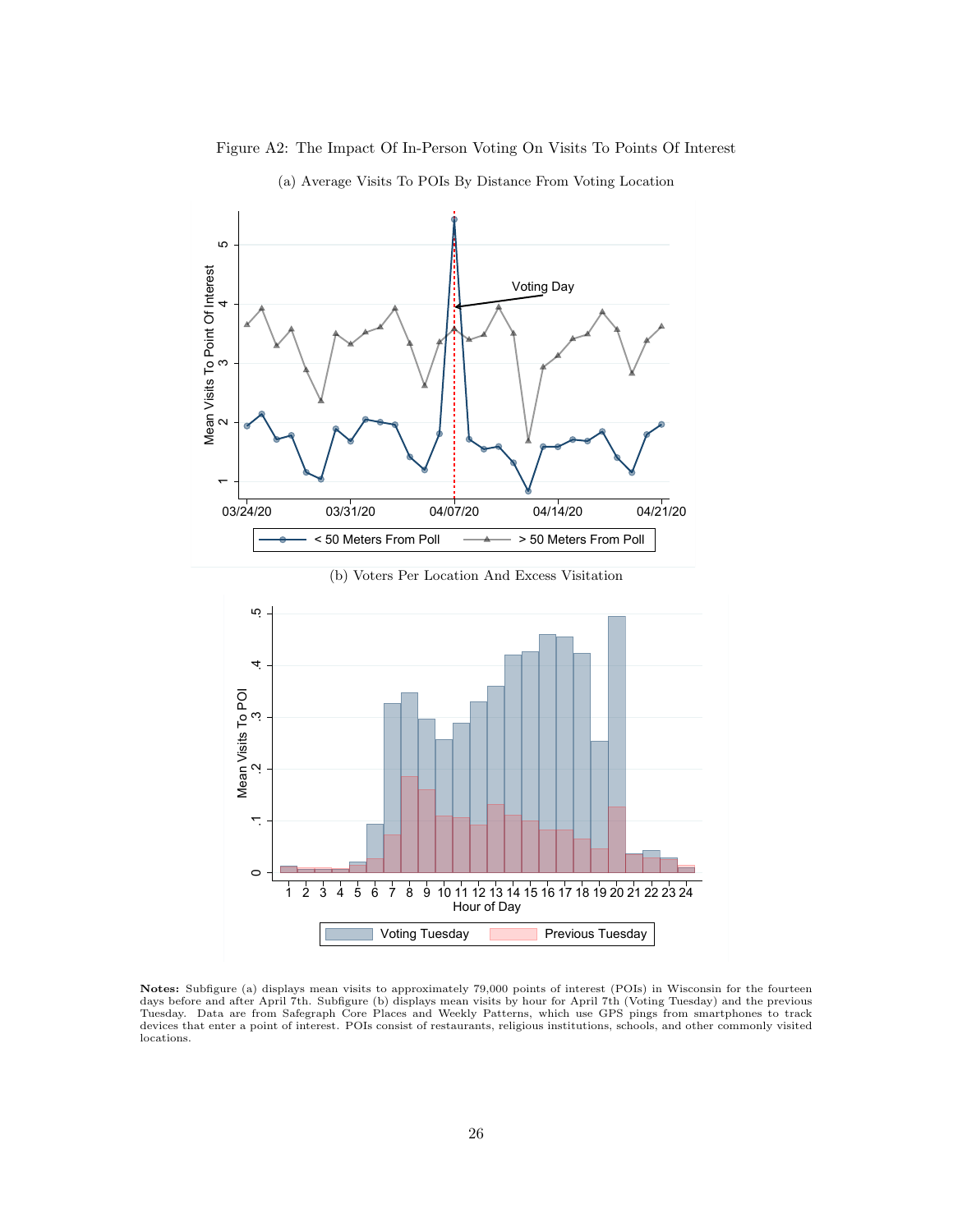Figure A2: The Impact Of In-Person Voting On Visits To Points Of Interest

(a) Average Visits To POIs By Distance From Voting Location

(b) Voters Per Location And Excess Visitation

**Notes:** Subfigure (a) displays mean visits to approximately 79,000 points of interest (POIs) in Wisconsin for the fourteen days before and after April 7th. Subfigure (b) displays mean visits by hour for April 7th (Voting Tuesday) and the previous Tuesday. Data are from Safegraph Core Places and Weekly Patterns, which use GPS pings from smartphones to track devices that enter a point of interest. POIs consist of restaurants, religious institutions, schools, and other commonly visited locations.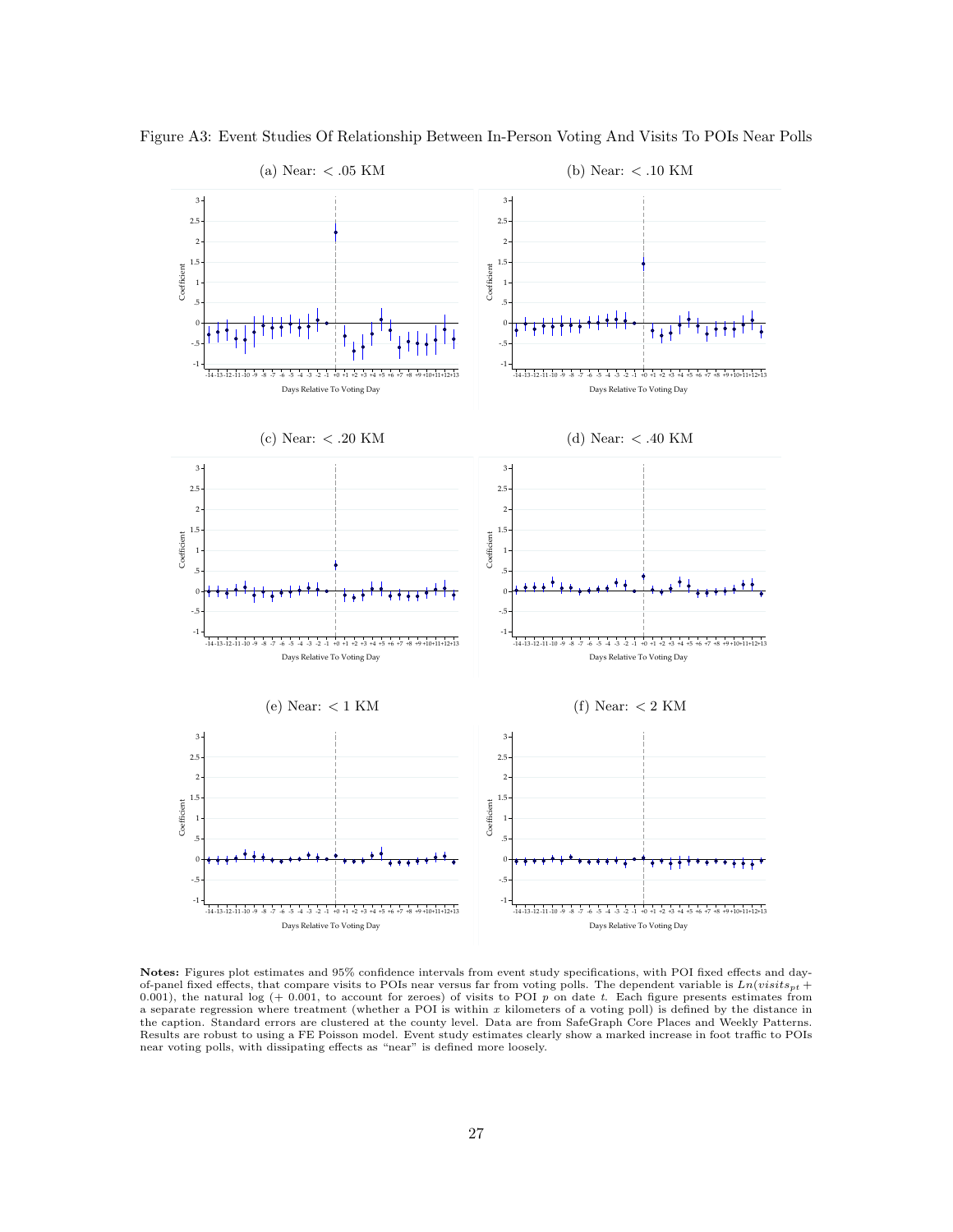Figure A3: Event Studies Of Relationship Between In-Person Voting And Visits To POIs Near Polls

(a) Near: < .05 KM

(b) Near: < .10 KM

(c) Near: < .20 KM

(d) Near: < .40 KM

(e) Near: < 1 KM

(f) Near: < 2 KM

**Notes:** Figures plot estimates and 95% confidence intervals from event study specifications, with POI fixed effects and day-of-panel fixed effects, that compare visits to POIs near versus far from voting polls. The dependent variable is $Ln(visits_{pt} + 0.001)$, the natural log (+ 0.001, to account for zeroes) of visits to POI $p$ on date $t$. Each figure presents estimates from a separate regression where treatment (whether a POI is within $x$ kilometers of a voting poll) is defined by the distance in the caption. Standard errors are clustered at the county level. Data are from SafeGraph Core Places and Weekly Patterns. Results are robust to using a FE Poisson model. Event study estimates clearly show a marked increase in foot traffic to POIs near voting polls, with dissipating effects as "near" is defined more loosely.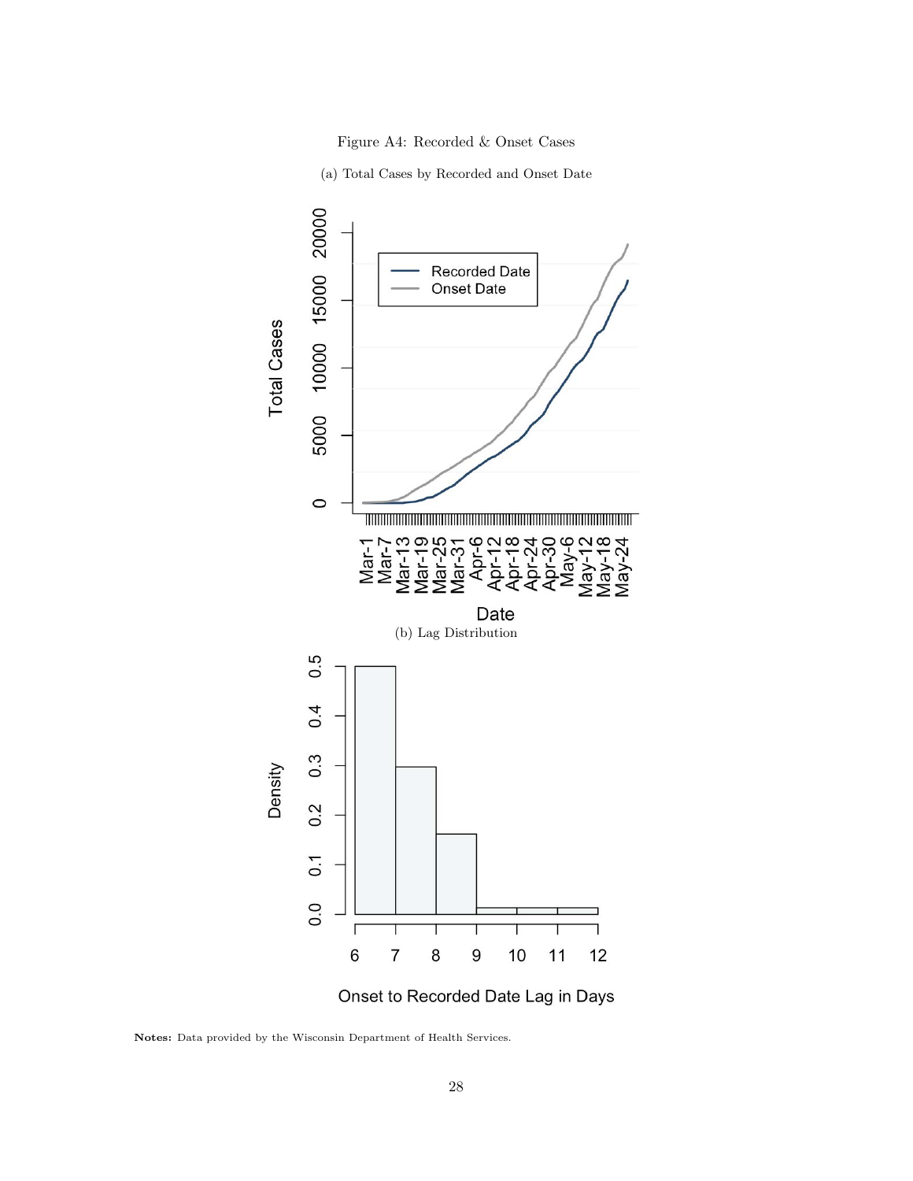Figure A4: Recorded & Onset Cases

(a) Total Cases by Recorded and Onset Date

(b) Lag Distribution

**Notes:** Data provided by the Wisconsin Department of Health Services.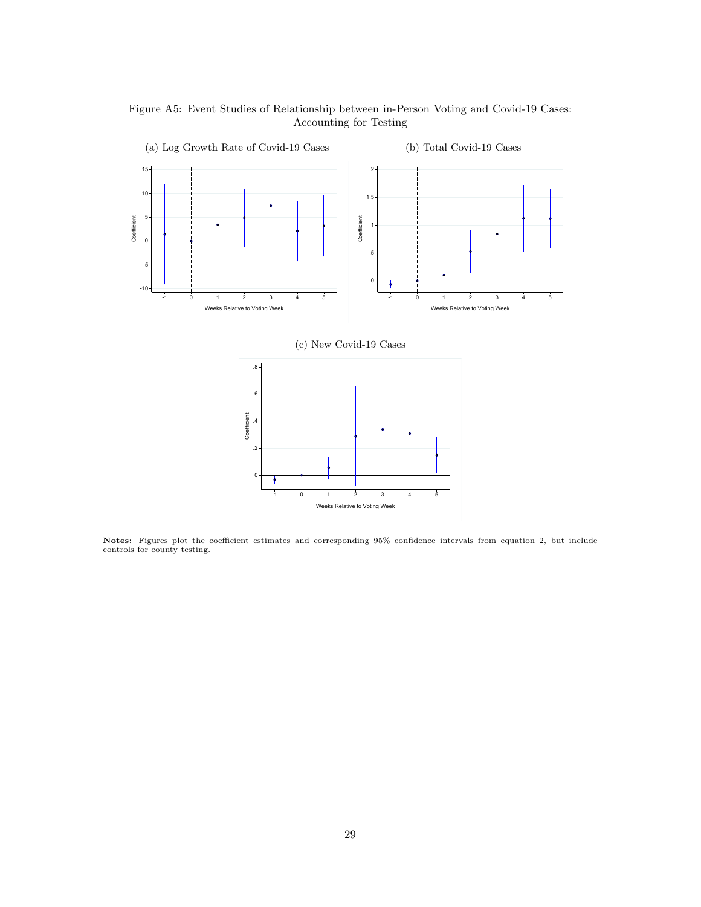Figure A5: Event Studies of Relationship between in-Person Voting and Covid-19 Cases: Accounting for Testing

(a) Log Growth Rate of Covid-19 Cases

(b) Total Covid-19 Cases

(c) New Covid-19 Cases

**Notes:** Figures plot the coefficient estimates and corresponding 95% confidence intervals from equation 2, but include controls for county testing.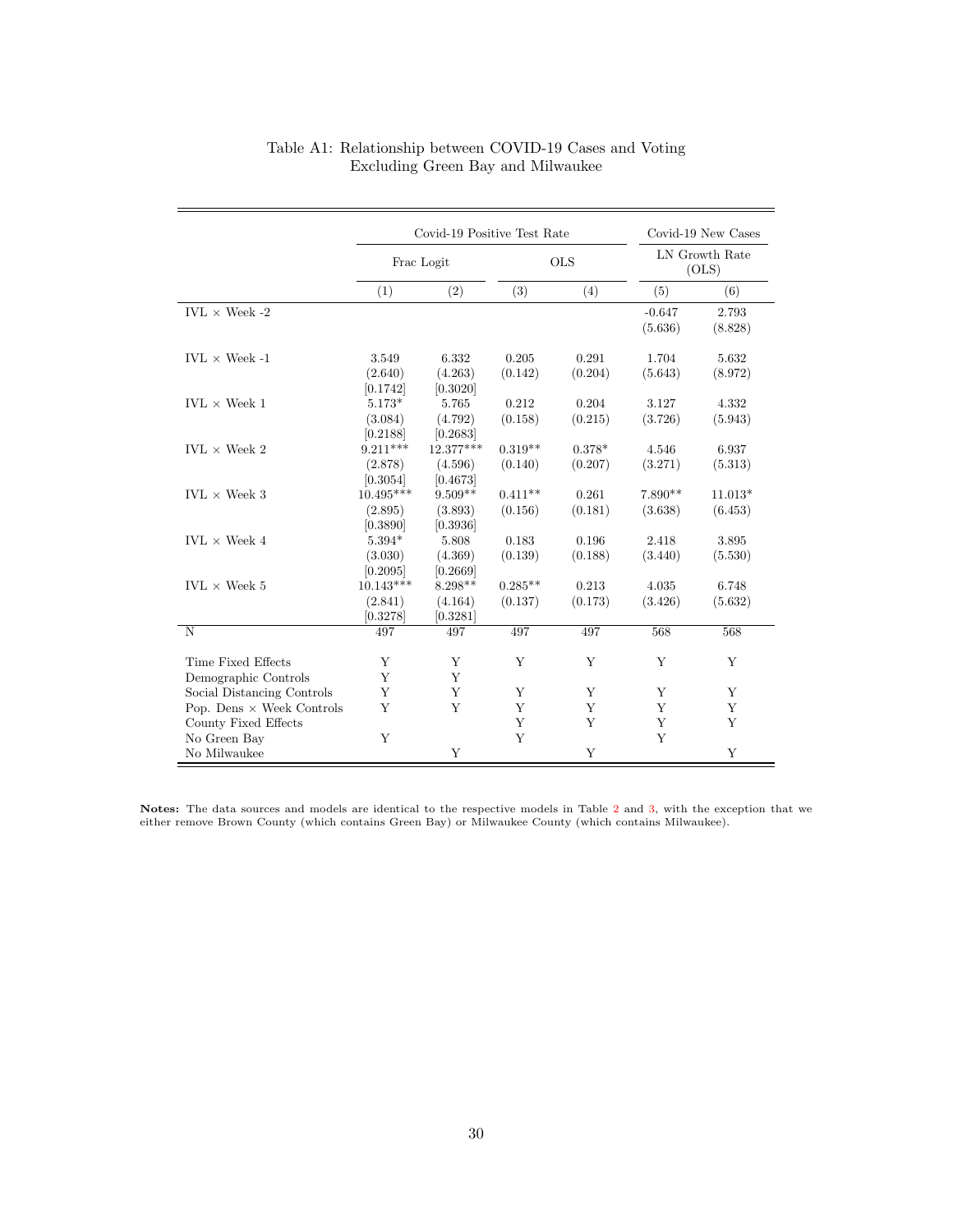Table A1: Relationship between COVID-19 Cases and Voting Excluding Green Bay and Milwaukee

| | Covid-19 Positive Test Rate | | | | Covid-19 New Cases | |
|---|---|---|---|---|---|---|
| | Frac Logit | | OLS | | LN Growth Rate (OLS) | |
| | (1) | (2) | (3) | (4) | (5) | (6) |
| IVL × Week -2 | | | | | -0.647 | 2.793 |
| | | | | | (5.636) | (8.828) |
| IVL × Week -1 | 3.549 | 6.332 | 0.205 | 0.291 | 1.704 | 5.632 |
| | (2.640) | (4.263) | (0.142) | (0.204) | (5.643) | (8.972) |
| | [0.1742] | [0.3020] | | | | |
| IVL × Week 1 | 5.173* | 5.765 | 0.212 | 0.204 | 3.127 | 4.332 |
| | (3.084) | (4.792) | (0.158) | (0.215) | (3.726) | (5.943) |
| | [0.2188] | [0.2683] | | | | |
| IVL × Week 2 | 9.211*** | 12.377*** | 0.319** | 0.378* | 4.546 | 6.937 |
| | (2.878) | (4.596) | (0.140) | (0.207) | (3.271) | (5.313) |
| | [0.3054] | [0.4673] | | | | |
| IVL × Week 3 | 10.495*** | 9.509** | 0.411** | 0.261 | 7.890** | 11.013* |
| | (2.895) | (3.893) | (0.156) | (0.181) | (3.638) | (6.453) |
| | [0.3890] | [0.3936] | | | | |
| IVL × Week 4 | 5.394* | 5.808 | 0.183 | 0.196 | 2.418 | 3.895 |
| | (3.030) | (4.369) | (0.139) | (0.188) | (3.440) | (5.530) |
| | [0.2095] | [0.2669] | | | | |
| IVL × Week 5 | 10.143*** | 8.298** | 0.285** | 0.213 | 4.035 | 6.748 |
| | (2.841) | (4.164) | (0.137) | (0.173) | (3.426) | (5.632) |
| | [0.3278] | [0.3281] | | | | |
| N | 497 | 497 | 497 | 497 | 568 | 568 |
| Time Fixed Effects | Y | Y | Y | Y | Y | Y |
| Demographic Controls | Y | Y | | | | |
| Social Distancing Controls | Y | Y | Y | Y | Y | Y |
| Pop. Dens × Week Controls | Y | Y | Y | Y | Y | Y |
| County Fixed Effects | | | Y | Y | Y | Y |
| No Green Bay | Y | | Y | | Y | |
| No Milwaukee | | Y | | Y | | Y |

**Notes:** The data sources and models are identical to the respective models in Table 2 and 3, with the exception that we either remove Brown County (which contains Green Bay) or Milwaukee County (which contains Milwaukee).